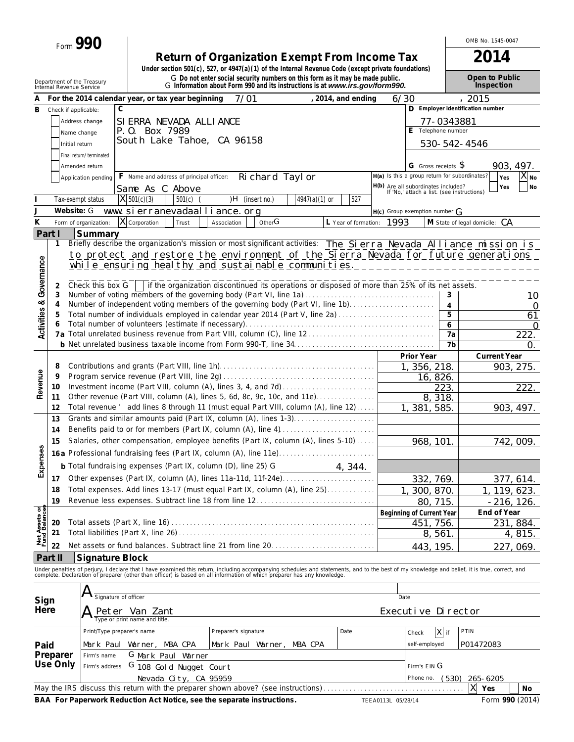Form **990**

# Return of Organization Exempt From Income Tax

**Under section 501(c), 527, or 4947(a)(1) of the Internal Revenue Code (except private foundations)**

G Do not enter social security numbers on this form as it may be made public.
G Information about Form 990 and its instructions is at *www.irs.gov/form990.*

OMB No. 1545-0047

**2014**

**Open to Public Inspection**

Department of the Treasury
Internal Revenue Service

**A** For the 2014 calendar year, or tax year beginning 7/01, 2014, and ending 6/30, 2015

**B** Check if applicable:
- Address change
- Name change
- Initial return
- Final return/terminated
- Amended return
- Application pending

**C** SIERRA NEVADA ALLIANCE
P.O. Box 7989
South Lake Tahoe, CA 96158

**D** Employer identification number: 77-0343881

**E** Telephone number: 530-542-4546

**G** Gross receipts $ 903,497.

**F** Name and address of principal officer: Richard Taylor
Same As C Above

**H(a)** Is this a group return for subordinates? Yes [ ] No [X]

**H(b)** Are all subordinates included? Yes [ ] No [ ]
If 'No,' attach a list. (see instructions)

**I** Tax-exempt status: [X] 501(c)(3) [ ] 501(c) ( ) H (insert no.) [ ] 4947(a)(1) or [ ] 527

**J** Website: G www.sierranevadaalliance.org

**H(c)** Group exemption number G

**K** Form of organization: [X] Corporation [ ] Trust [ ] Association [ ] Other G

**L** Year of formation: 1993

**M** State of legal domicile: CA

## Part I Summary

**Activities & Governance**

1 Briefly describe the organization's mission or most significant activities: The Sierra Nevada Alliance mission is to protect and restore the environment of the Sierra Nevada for future generations while ensuring healthy and sustainable communities.

2 Check this box G [ ] if the organization discontinued its operations or disposed of more than 25% of its net assets.

| | | | |
|---|---|---|---|
| 3 | Number of voting members of the governing body (Part VI, line 1a) | 3 | 10 |
| 4 | Number of independent voting members of the governing body (Part VI, line 1b) | 4 | 0 |
| 5 | Total number of individuals employed in calendar year 2014 (Part V, line 2a) | 5 | 61 |
| 6 | Total number of volunteers (estimate if necessary) | 6 | 0 |
| 7a | Total unrelated business revenue from Part VIII, column (C), line 12 | 7a | 222. |
| b | Net unrelated business taxable income from Form 990-T, line 34 | 7b | 0. |

| | | | Prior Year | Current Year |
|---|---|---|---|---|
| **Revenue** | 8 | Contributions and grants (Part VIII, line 1h) | 1,356,218. | 903,275. |
| | 9 | Program service revenue (Part VIII, line 2g) | 16,826. | |
| | 10 | Investment income (Part VIII, column (A), lines 3, 4, and 7d) | 223. | 222. |
| | 11 | Other revenue (Part VIII, column (A), lines 5, 6d, 8c, 9c, 10c, and 11e) | 8,318. | |
| | 12 | Total revenue ' add lines 8 through 11 (must equal Part VIII, column (A), line 12) | 1,381,585. | 903,497. |
| **Expenses** | 13 | Grants and similar amounts paid (Part IX, column (A), lines 1-3) | | |
| | 14 | Benefits paid to or for members (Part IX, column (A), line 4) | | |
| | 15 | Salaries, other compensation, employee benefits (Part IX, column (A), lines 5-10) | 968,101. | 742,009. |
| | 16a | Professional fundraising fees (Part IX, column (A), line 11e) | | |
| | b | Total fundraising expenses (Part IX, column (D), line 25) G 4,344. | | |
| | 17 | Other expenses (Part IX, column (A), lines 11a-11d, 11f-24e) | 332,769. | 377,614. |
| | 18 | Total expenses. Add lines 13-17 (must equal Part IX, column (A), line 25) | 1,300,870. | 1,119,623. |
| | 19 | Revenue less expenses. Subtract line 18 from line 12 | 80,715. | -216,126. |
| | | | **Beginning of Current Year** | **End of Year** |
| **Net Assets or Fund Balances** | 20 | Total assets (Part X, line 16) | 451,756. | 231,884. |
| | 21 | Total liabilities (Part X, line 26) | 8,561. | 4,815. |
| | 22 | Net assets or fund balances. Subtract line 21 from line 20 | 443,195. | 227,069. |

## Part II Signature Block

Under penalties of perjury, I declare that I have examined this return, including accompanying schedules and statements, and to the best of my knowledge and belief, it is true, correct, and complete. Declaration of preparer (other than officer) is based on all information of which preparer has any knowledge.

**Sign Here**

Signature of officer — Date

Peter Van Zant — Executive Director
Type or print name and title.

**Paid Preparer Use Only**

| Print/Type preparer's name | Preparer's signature | Date | Check [X] if self-employed | PTIN |
|---|---|---|---|---|
| Mark Paul Warner, MBA CPA | Mark Paul Warner, MBA CPA | | | P01472083 |

Firm's name G Mark Paul Warner
Firm's address G 108 Gold Nugget Court, Nevada City, CA 95959
Firm's EIN G
Phone no. (530) 265-6205

May the IRS discuss this return with the preparer shown above? (see instructions) [X] Yes [ ] No

**BAA For Paperwork Reduction Act Notice, see the separate instructions.** TEEA0113L 05/28/14 Form **990** (2014)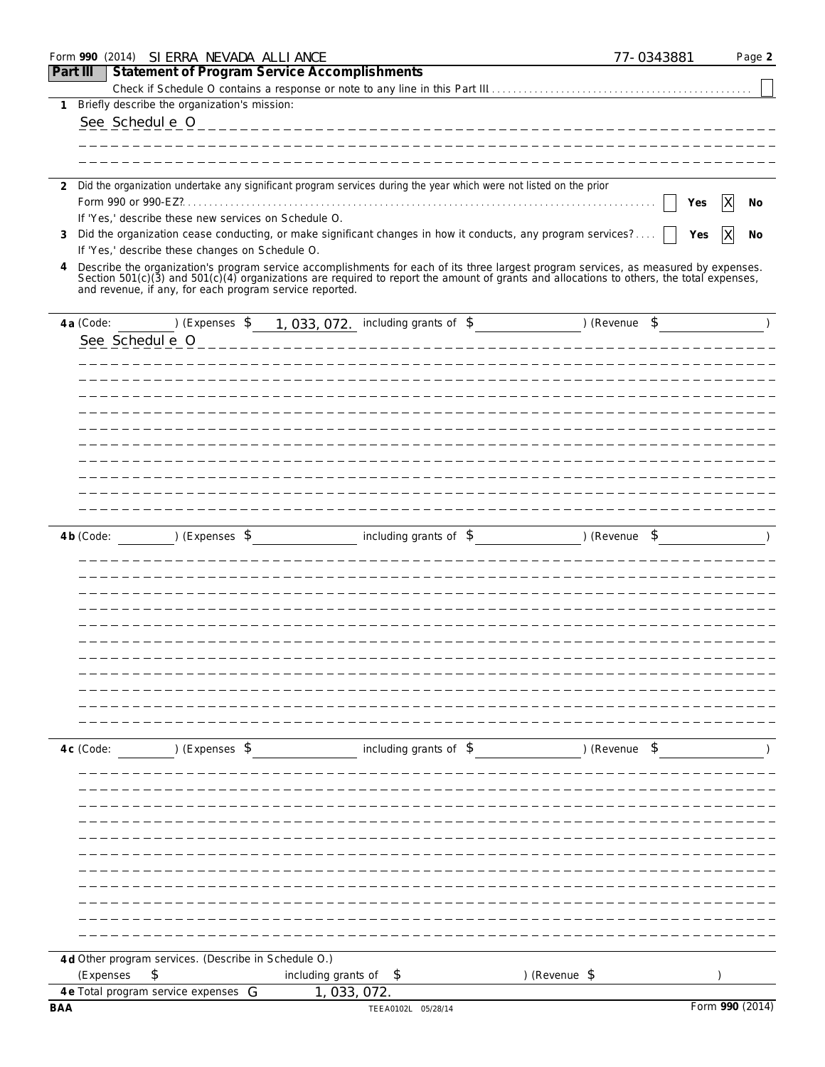Form **990** (2014) SIERRA NEVADA ALLIANCE 77-0343881 Page **2**

## Part III Statement of Program Service Accomplishments

Check if Schedule O contains a response or note to any line in this Part III ☐

**1** Briefly describe the organization's mission:

See Schedule O

**2** Did the organization undertake any significant program services during the year which were not listed on the prior Form 990 or 990-EZ? ☐ Yes ☒ No

If 'Yes,' describe these new services on Schedule O.

**3** Did the organization cease conducting, or make significant changes in how it conducts, any program services? ☐ Yes ☒ No

If 'Yes,' describe these changes on Schedule O.

**4** Describe the organization's program service accomplishments for each of its three largest program services, as measured by expenses. Section 501(c)(3) and 501(c)(4) organizations are required to report the amount of grants and allocations to others, the total expenses, and revenue, if any, for each program service reported.

**4a** (Code: ) (Expenses $ 1,033,072. including grants of $ ) (Revenue $ )

See Schedule O

**4b** (Code: ) (Expenses $ including grants of $ ) (Revenue $ )

**4c** (Code: ) (Expenses $ including grants of $ ) (Revenue $ )

**4d** Other program services. (Describe in Schedule O.)

(Expenses $ including grants of $ ) (Revenue $ )

**4e** Total program service expenses 1,033,072.

BAA TEEA0102L 05/28/14 Form **990** (2014)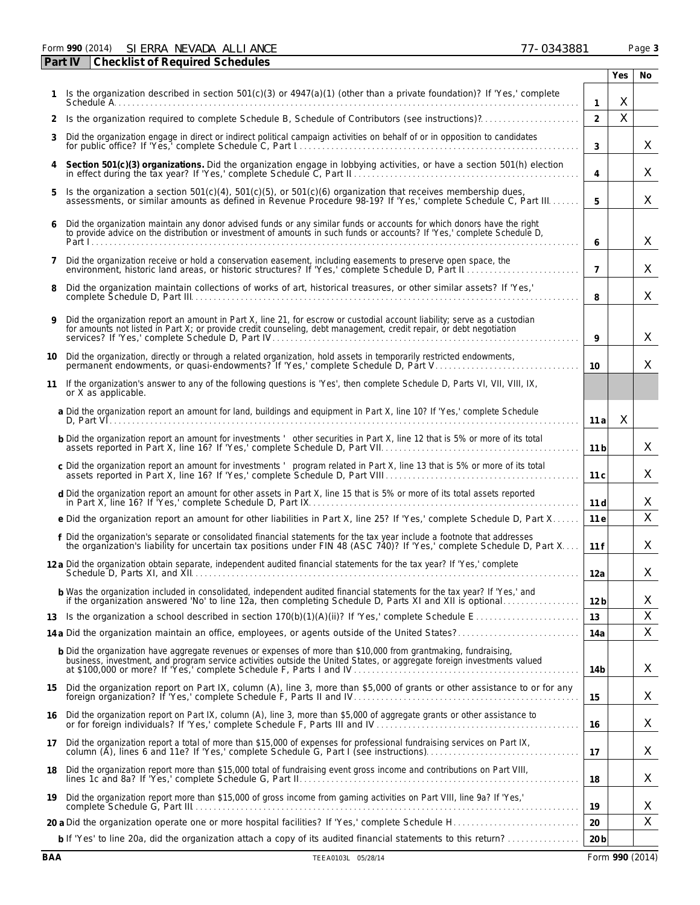Form **990** (2014) SIERRA NEVADA ALLIANCE 77-0343881

## Part IV Checklist of Required Schedules

| | | | Yes | No |
|---|---|---|---|---|
| **1** | Is the organization described in section 501(c)(3) or 4947(a)(1) (other than a private foundation)? If 'Yes,' complete Schedule A | **1** | X | |
| **2** | Is the organization required to complete Schedule B, Schedule of Contributors (see instructions)? | **2** | X | |
| **3** | Did the organization engage in direct or indirect political campaign activities on behalf of or in opposition to candidates for public office? If 'Yes,' complete Schedule C, Part I | **3** | | X |
| **4** | **Section 501(c)(3) organizations.** Did the organization engage in lobbying activities, or have a section 501(h) election in effect during the tax year? If 'Yes,' complete Schedule C, Part II | **4** | | X |
| **5** | Is the organization a section 501(c)(4), 501(c)(5), or 501(c)(6) organization that receives membership dues, assessments, or similar amounts as defined in Revenue Procedure 98-19? If 'Yes,' complete Schedule C, Part III | **5** | | X |
| **6** | Did the organization maintain any donor advised funds or any similar funds or accounts for which donors have the right to provide advice on the distribution or investment of amounts in such funds or accounts? If 'Yes,' complete Schedule D, Part I | **6** | | X |
| **7** | Did the organization receive or hold a conservation easement, including easements to preserve open space, the environment, historic land areas, or historic structures? If 'Yes,' complete Schedule D, Part II | **7** | | X |
| **8** | Did the organization maintain collections of works of art, historical treasures, or other similar assets? If 'Yes,' complete Schedule D, Part III | **8** | | X |
| **9** | Did the organization report an amount in Part X, line 21, for escrow or custodial account liability; serve as a custodian for amounts not listed in Part X; or provide credit counseling, debt management, credit repair, or debt negotiation services? If 'Yes,' complete Schedule D, Part IV | **9** | | X |
| **10** | Did the organization, directly or through a related organization, hold assets in temporarily restricted endowments, permanent endowments, or quasi-endowments? If 'Yes,' complete Schedule D, Part V | **10** | | X |
| **11** | If the organization's answer to any of the following questions is 'Yes', then complete Schedule D, Parts VI, VII, VIII, IX, or X as applicable. | | | |
| | **a** Did the organization report an amount for land, buildings and equipment in Part X, line 10? If 'Yes,' complete Schedule D, Part VI | **11a** | X | |
| | **b** Did the organization report an amount for investments ' other securities in Part X, line 12 that is 5% or more of its total assets reported in Part X, line 16? If 'Yes,' complete Schedule D, Part VII | **11b** | | X |
| | **c** Did the organization report an amount for investments ' program related in Part X, line 13 that is 5% or more of its total assets reported in Part X, line 16? If 'Yes,' complete Schedule D, Part VIII | **11c** | | X |
| | **d** Did the organization report an amount for other assets in Part X, line 15 that is 5% or more of its total assets reported in Part X, line 16? If 'Yes,' complete Schedule D, Part IX | **11d** | | X |
| | **e** Did the organization report an amount for other liabilities in Part X, line 25? If 'Yes,' complete Schedule D, Part X | **11e** | | X |
| | **f** Did the organization's separate or consolidated financial statements for the tax year include a footnote that addresses the organization's liability for uncertain tax positions under FIN 48 (ASC 740)? If 'Yes,' complete Schedule D, Part X | **11f** | | X |
| **12a** | Did the organization obtain separate, independent audited financial statements for the tax year? If 'Yes,' complete Schedule D, Parts XI, and XII | **12a** | | X |
| | **b** Was the organization included in consolidated, independent audited financial statements for the tax year? If 'Yes,' and if the organization answered 'No' to line 12a, then completing Schedule D, Parts XI and XII is optional | **12b** | | X |
| **13** | Is the organization a school described in section 170(b)(1)(A)(ii)? If 'Yes,' complete Schedule E | **13** | | X |
| **14a** | Did the organization maintain an office, employees, or agents outside of the United States? | **14a** | | X |
| | **b** Did the organization have aggregate revenues or expenses of more than $10,000 from grantmaking, fundraising, business, investment, and program service activities outside the United States, or aggregate foreign investments valued at $100,000 or more? If 'Yes,' complete Schedule F, Parts I and IV | **14b** | | X |
| **15** | Did the organization report on Part IX, column (A), line 3, more than $5,000 of grants or other assistance to or for any foreign organization? If 'Yes,' complete Schedule F, Parts II and IV | **15** | | X |
| **16** | Did the organization report on Part IX, column (A), line 3, more than $5,000 of aggregate grants or other assistance to or for foreign individuals? If 'Yes,' complete Schedule F, Parts III and IV | **16** | | X |
| **17** | Did the organization report a total of more than $15,000 of expenses for professional fundraising services on Part IX, column (A), lines 6 and 11e? If 'Yes,' complete Schedule G, Part I (see instructions) | **17** | | X |
| **18** | Did the organization report more than $15,000 total of fundraising event gross income and contributions on Part VIII, lines 1c and 8a? If 'Yes,' complete Schedule G, Part II | **18** | | X |
| **19** | Did the organization report more than $15,000 of gross income from gaming activities on Part VIII, line 9a? If 'Yes,' complete Schedule G, Part III | **19** | | X |
| **20a** | Did the organization operate one or more hospital facilities? If 'Yes,' complete Schedule H | **20** | | X |
| | **b** If 'Yes' to line 20a, did the organization attach a copy of its audited financial statements to this return? | **20b** | | |

BAA TEEA0103L 05/28/14 Form **990** (2014)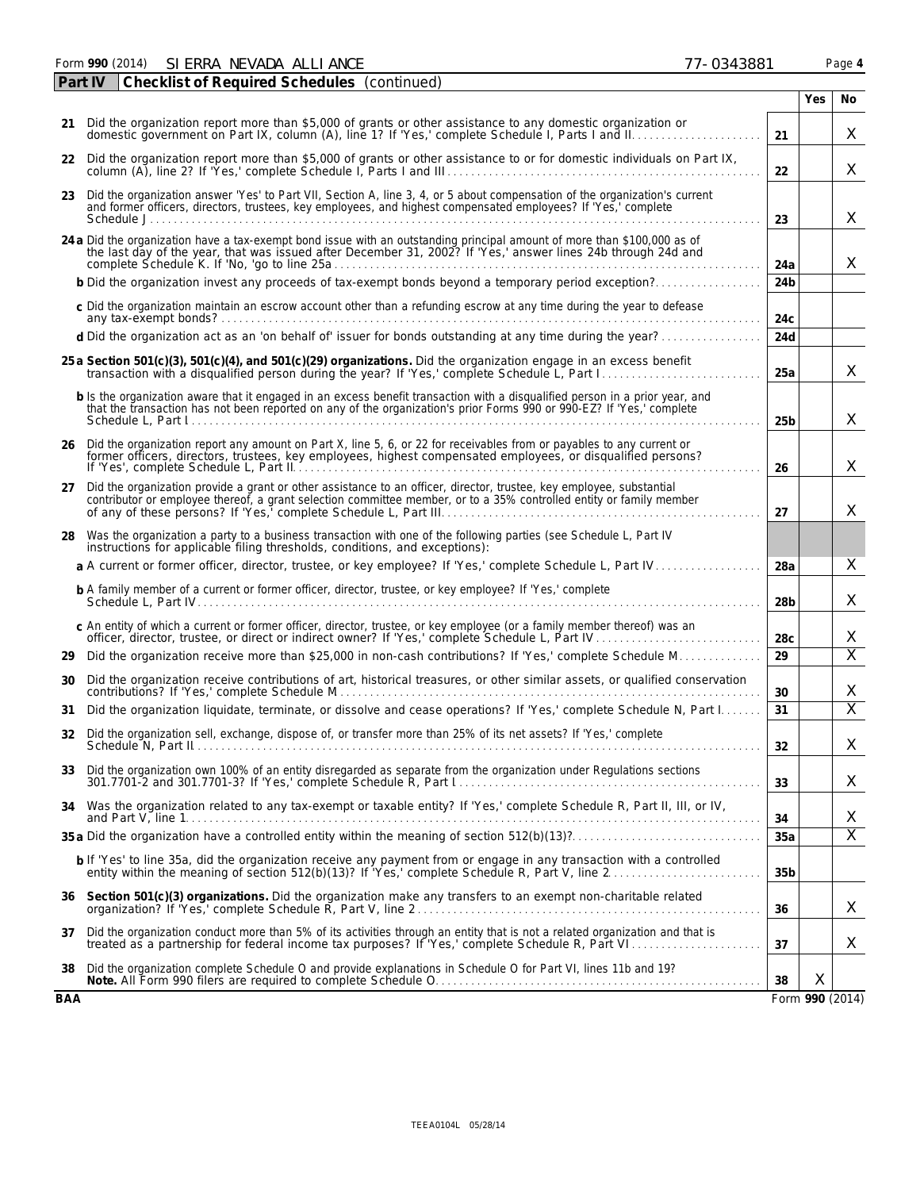Form **990** (2014) SIERRA NEVADA ALLIANCE 77-0343881

## Part IV Checklist of Required Schedules (continued)

| | | | Yes | No |
|---|---|---|---|---|
| 21 | Did the organization report more than $5,000 of grants or other assistance to any domestic organization or domestic government on Part IX, column (A), line 1? If 'Yes,' complete Schedule I, Parts I and II | 21 | | X |
| 22 | Did the organization report more than $5,000 of grants or other assistance to or for domestic individuals on Part IX, column (A), line 2? If 'Yes,' complete Schedule I, Parts I and III | 22 | | X |
| 23 | Did the organization answer 'Yes' to Part VII, Section A, line 3, 4, or 5 about compensation of the organization's current and former officers, directors, trustees, key employees, and highest compensated employees? If 'Yes,' complete Schedule J | 23 | | X |
| 24 a | Did the organization have a tax-exempt bond issue with an outstanding principal amount of more than $100,000 as of the last day of the year, that was issued after December 31, 2002? If 'Yes,' answer lines 24b through 24d and complete Schedule K. If 'No,' go to line 25a | 24a | | X |
| b | Did the organization invest any proceeds of tax-exempt bonds beyond a temporary period exception? | 24b | | |
| c | Did the organization maintain an escrow account other than a refunding escrow at any time during the year to defease any tax-exempt bonds? | 24c | | |
| d | Did the organization act as an 'on behalf of' issuer for bonds outstanding at any time during the year? | 24d | | |
| 25 a | **Section 501(c)(3), 501(c)(4), and 501(c)(29) organizations.** Did the organization engage in an excess benefit transaction with a disqualified person during the year? If 'Yes,' complete Schedule L, Part I | 25a | | X |
| b | Is the organization aware that it engaged in an excess benefit transaction with a disqualified person in a prior year, and that the transaction has not been reported on any of the organization's prior Forms 990 or 990-EZ? If 'Yes,' complete Schedule L, Part I | 25b | | X |
| 26 | Did the organization report any amount on Part X, line 5, 6, or 22 for receivables from or payables to any current or former officers, directors, trustees, key employees, highest compensated employees, or disqualified persons? If 'Yes', complete Schedule L, Part II | 26 | | X |
| 27 | Did the organization provide a grant or other assistance to an officer, director, trustee, key employee, substantial contributor or employee thereof, a grant selection committee member, or to a 35% controlled entity or family member of any of these persons? If 'Yes,' complete Schedule L, Part III | 27 | | X |
| 28 | Was the organization a party to a business transaction with one of the following parties (see Schedule L, Part IV instructions for applicable filing thresholds, conditions, and exceptions): | | | |
| a | A current or former officer, director, trustee, or key employee? If 'Yes,' complete Schedule L, Part IV | 28a | | X |
| b | A family member of a current or former officer, director, trustee, or key employee? If 'Yes,' complete Schedule L, Part IV | 28b | | X |
| c | An entity of which a current or former officer, director, trustee, or key employee (or a family member thereof) was an officer, director, trustee, or direct or indirect owner? If 'Yes,' complete Schedule L, Part IV | 28c | | X |
| 29 | Did the organization receive more than $25,000 in non-cash contributions? If 'Yes,' complete Schedule M | 29 | | X |
| 30 | Did the organization receive contributions of art, historical treasures, or other similar assets, or qualified conservation contributions? If 'Yes,' complete Schedule M | 30 | | X |
| 31 | Did the organization liquidate, terminate, or dissolve and cease operations? If 'Yes,' complete Schedule N, Part I | 31 | | X |
| 32 | Did the organization sell, exchange, dispose of, or transfer more than 25% of its net assets? If 'Yes,' complete Schedule N, Part II | 32 | | X |
| 33 | Did the organization own 100% of an entity disregarded as separate from the organization under Regulations sections 301.7701-2 and 301.7701-3? If 'Yes,' complete Schedule R, Part I | 33 | | X |
| 34 | Was the organization related to any tax-exempt or taxable entity? If 'Yes,' complete Schedule R, Part II, III, or IV, and Part V, line 1 | 34 | | X |
| 35 a | Did the organization have a controlled entity within the meaning of section 512(b)(13)? | 35a | | X |
| b | If 'Yes' to line 35a, did the organization receive any payment from or engage in any transaction with a controlled entity within the meaning of section 512(b)(13)? If 'Yes,' complete Schedule R, Part V, line 2 | 35b | | |
| 36 | **Section 501(c)(3) organizations.** Did the organization make any transfers to an exempt non-charitable related organization? If 'Yes,' complete Schedule R, Part V, line 2 | 36 | | X |
| 37 | Did the organization conduct more than 5% of its activities through an entity that is not a related organization and that is treated as a partnership for federal income tax purposes? If 'Yes,' complete Schedule R, Part VI | 37 | | X |
| 38 | Did the organization complete Schedule O and provide explanations in Schedule O for Part VI, lines 11b and 19? **Note.** All Form 990 filers are required to complete Schedule O | 38 | X | |

BAA Form **990** (2014)

TEEA0104L 05/28/14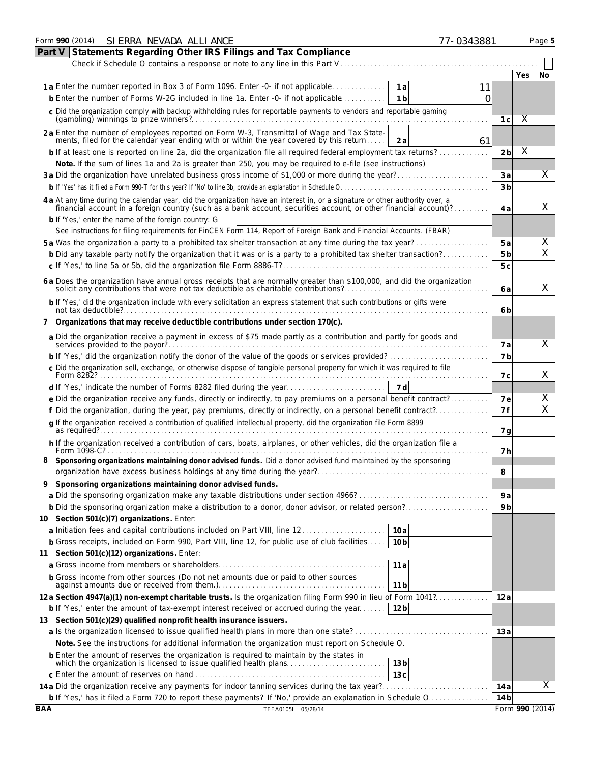Form **990** (2014) SIERRA NEVADA ALLIANCE 77-0343881 Page **5**

## Part V Statements Regarding Other IRS Filings and Tax Compliance

Check if Schedule O contains a response or note to any line in this Part V . . . . . . ☐

| | | | | Yes | No |
|---|---|---|---|---|---|
| **1a** Enter the number reported in Box 3 of Form 1096. Enter -0- if not applicable | **1a** | 11 | | | |
| **b** Enter the number of Forms W-2G included in line 1a. Enter -0- if not applicable | **1b** | 0 | | | |
| **c** Did the organization comply with backup withholding rules for reportable payments to vendors and reportable gaming (gambling) winnings to prize winners? | | | **1c** | X | |
| **2a** Enter the number of employees reported on Form W-3, Transmittal of Wage and Tax Statements, filed for the calendar year ending with or within the year covered by this return | **2a** | 61 | | | |
| **b** If at least one is reported on line 2a, did the organization file all required federal employment tax returns? | | | **2b** | X | |
| **Note.** If the sum of lines 1a and 2a is greater than 250, you may be required to e-file (see instructions) | | | | | |
| **3a** Did the organization have unrelated business gross income of $1,000 or more during the year? | | | **3a** | | X |
| **b** If 'Yes' has it filed a Form 990-T for this year? If 'No' to line 3b, provide an explanation in Schedule O | | | **3b** | | |
| **4a** At any time during the calendar year, did the organization have an interest in, or a signature or other authority over, a financial account in a foreign country (such as a bank account, securities account, or other financial account)? | | | **4a** | | X |
| **b** If 'Yes,' enter the name of the foreign country: G | | | | | |
| See instructions for filing requirements for FinCEN Form 114, Report of Foreign Bank and Financial Accounts. (FBAR) | | | | | |
| **5a** Was the organization a party to a prohibited tax shelter transaction at any time during the tax year? | | | **5a** | | X |
| **b** Did any taxable party notify the organization that it was or is a party to a prohibited tax shelter transaction? | | | **5b** | | X |
| **c** If 'Yes,' to line 5a or 5b, did the organization file Form 8886-T? | | | **5c** | | |
| **6a** Does the organization have annual gross receipts that are normally greater than $100,000, and did the organization solicit any contributions that were not tax deductible as charitable contributions? | | | **6a** | | X |
| **b** If 'Yes,' did the organization include with every solicitation an express statement that such contributions or gifts were not tax deductible? | | | **6b** | | |
| **7 Organizations that may receive deductible contributions under section 170(c).** | | | | | |
| **a** Did the organization receive a payment in excess of $75 made partly as a contribution and partly for goods and services provided to the payor? | | | **7a** | | X |
| **b** If 'Yes,' did the organization notify the donor of the value of the goods or services provided? | | | **7b** | | |
| **c** Did the organization sell, exchange, or otherwise dispose of tangible personal property for which it was required to file Form 8282? | | | **7c** | | X |
| **d** If 'Yes,' indicate the number of Forms 8282 filed during the year | **7d** | | | | |
| **e** Did the organization receive any funds, directly or indirectly, to pay premiums on a personal benefit contract? | | | **7e** | | X |
| **f** Did the organization, during the year, pay premiums, directly or indirectly, on a personal benefit contract? | | | **7f** | | X |
| **g** If the organization received a contribution of qualified intellectual property, did the organization file Form 8899 as required? | | | **7g** | | |
| **h** If the organization received a contribution of cars, boats, airplanes, or other vehicles, did the organization file a Form 1098-C? | | | **7h** | | |
| **8 Sponsoring organizations maintaining donor advised funds.** Did a donor advised fund maintained by the sponsoring organization have excess business holdings at any time during the year? | | | **8** | | |
| **9 Sponsoring organizations maintaining donor advised funds.** | | | | | |
| **a** Did the sponsoring organization make any taxable distributions under section 4966? | | | **9a** | | |
| **b** Did the sponsoring organization make a distribution to a donor, donor advisor, or related person? | | | **9b** | | |
| **10 Section 501(c)(7) organizations.** Enter: | | | | | |
| **a** Initiation fees and capital contributions included on Part VIII, line 12 | **10a** | | | | |
| **b** Gross receipts, included on Form 990, Part VIII, line 12, for public use of club facilities | **10b** | | | | |
| **11 Section 501(c)(12) organizations.** Enter: | | | | | |
| **a** Gross income from members or shareholders | **11a** | | | | |
| **b** Gross income from other sources (Do not net amounts due or paid to other sources against amounts due or received from them.) | **11b** | | | | |
| **12a Section 4947(a)(1) non-exempt charitable trusts.** Is the organization filing Form 990 in lieu of Form 1041? | | | **12a** | | |
| **b** If 'Yes,' enter the amount of tax-exempt interest received or accrued during the year | **12b** | | | | |
| **13 Section 501(c)(29) qualified nonprofit health insurance issuers.** | | | | | |
| **a** Is the organization licensed to issue qualified health plans in more than one state? | | | **13a** | | |
| **Note.** See the instructions for additional information the organization must report on Schedule O. | | | | | |
| **b** Enter the amount of reserves the organization is required to maintain by the states in which the organization is licensed to issue qualified health plans | **13b** | | | | |
| **c** Enter the amount of reserves on hand | **13c** | | | | |
| **14a** Did the organization receive any payments for indoor tanning services during the tax year? | | | **14a** | | X |
| **b** If 'Yes,' has it filed a Form 720 to report these payments? If 'No,' provide an explanation in Schedule O | | | **14b** | | |

BAA TEEA0105L 05/28/14 Form **990** (2014)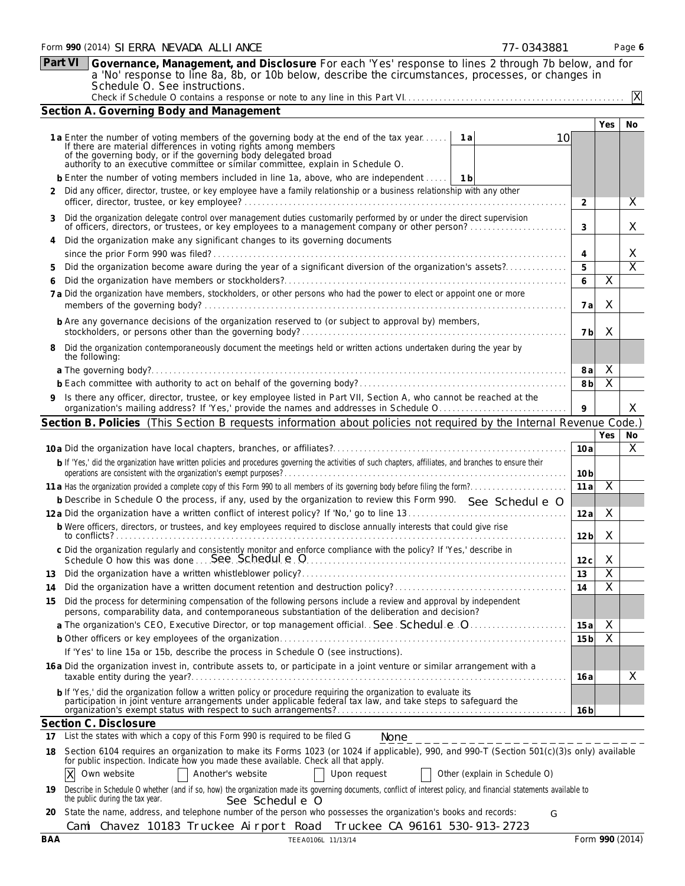Form 990 (2014) SIERRA NEVADA ALLIANCE 77-0343881 Page 6

**Part VI** **Governance, Management, and Disclosure** For each 'Yes' response to lines 2 through 7b below, and for a 'No' response to line 8a, 8b, or 10b below, describe the circumstances, processes, or changes in Schedule O. See instructions.

Check if Schedule O contains a response or note to any line in this Part VI. X

## Section A. Governing Body and Management

| | | | Yes | No |
|---|---|---|---|---|
| **1a** Enter the number of voting members of the governing body at the end of the tax year. If there are material differences in voting rights among members of the governing body, or if the governing body delegated broad authority to an executive committee or similar committee, explain in Schedule O. | 1a 10 | | | |
| **b** Enter the number of voting members included in line 1a, above, who are independent | 1b | | | |
| **2** Did any officer, director, trustee, or key employee have a family relationship or a business relationship with any other officer, director, trustee, or key employee? | | 2 | | X |
| **3** Did the organization delegate control over management duties customarily performed by or under the direct supervision of officers, directors, or trustees, or key employees to a management company or other person? | | 3 | | X |
| **4** Did the organization make any significant changes to its governing documents since the prior Form 990 was filed? | | 4 | | X |
| **5** Did the organization become aware during the year of a significant diversion of the organization's assets? | | 5 | | X |
| **6** Did the organization have members or stockholders? | | 6 | X | |
| **7a** Did the organization have members, stockholders, or other persons who had the power to elect or appoint one or more members of the governing body? | | 7a | X | |
| **b** Are any governance decisions of the organization reserved to (or subject to approval by) members, stockholders, or persons other than the governing body? | | 7b | X | |
| **8** Did the organization contemporaneously document the meetings held or written actions undertaken during the year by the following: | | | | |
| **a** The governing body? | | 8a | X | |
| **b** Each committee with authority to act on behalf of the governing body? | | 8b | X | |
| **9** Is there any officer, director, trustee, or key employee listed in Part VII, Section A, who cannot be reached at the organization's mailing address? If 'Yes,' provide the names and addresses in Schedule O | | 9 | | X |

## Section B. Policies (This Section B requests information about policies not required by the Internal Revenue Code.)

| | | Yes | No |
|---|---|---|---|
| **10a** Did the organization have local chapters, branches, or affiliates? | 10a | | X |
| **b** If 'Yes,' did the organization have written policies and procedures governing the activities of such chapters, affiliates, and branches to ensure their operations are consistent with the organization's exempt purposes? | 10b | | |
| **11a** Has the organization provided a complete copy of this Form 990 to all members of its governing body before filing the form? | 11a | X | |
| **b** Describe in Schedule O the process, if any, used by the organization to review this Form 990. See Schedule O | | | |
| **12a** Did the organization have a written conflict of interest policy? If 'No,' go to line 13 | 12a | X | |
| **b** Were officers, directors, or trustees, and key employees required to disclose annually interests that could give rise to conflicts? | 12b | X | |
| **c** Did the organization regularly and consistently monitor and enforce compliance with the policy? If 'Yes,' describe in Schedule O how this was done See Schedule O | 12c | X | |
| **13** Did the organization have a written whistleblower policy? | 13 | X | |
| **14** Did the organization have a written document retention and destruction policy? | 14 | X | |
| **15** Did the process for determining compensation of the following persons include a review and approval by independent persons, comparability data, and contemporaneous substantiation of the deliberation and decision? | | | |
| **a** The organization's CEO, Executive Director, or top management official See Schedule O | 15a | X | |
| **b** Other officers or key employees of the organization | 15b | X | |
| If 'Yes' to line 15a or 15b, describe the process in Schedule O (see instructions). | | | |
| **16a** Did the organization invest in, contribute assets to, or participate in a joint venture or similar arrangement with a taxable entity during the year? | 16a | | X |
| **b** If 'Yes,' did the organization follow a written policy or procedure requiring the organization to evaluate its participation in joint venture arrangements under applicable federal tax law, and take steps to safeguard the organization's exempt status with respect to such arrangements? | 16b | | |

## Section C. Disclosure

**17** List the states with which a copy of this Form 990 is required to be filed None

**18** Section 6104 requires an organization to make its Forms 1023 (or 1024 if applicable), 990, and 990-T (Section 501(c)(3)s only) available for public inspection. Indicate how you made these available. Check all that apply.

[X] Own website [ ] Another's website [ ] Upon request [ ] Other (explain in Schedule O)

**19** Describe in Schedule O whether (and if so, how) the organization made its governing documents, conflict of interest policy, and financial statements available to the public during the tax year. See Schedule O

**20** State the name, address, and telephone number of the person who possesses the organization's books and records:

Cami Chavez 10183 Truckee Airport Road Truckee CA 96161 530-913-2723

BAA TEEA0106L 11/13/14 Form 990 (2014)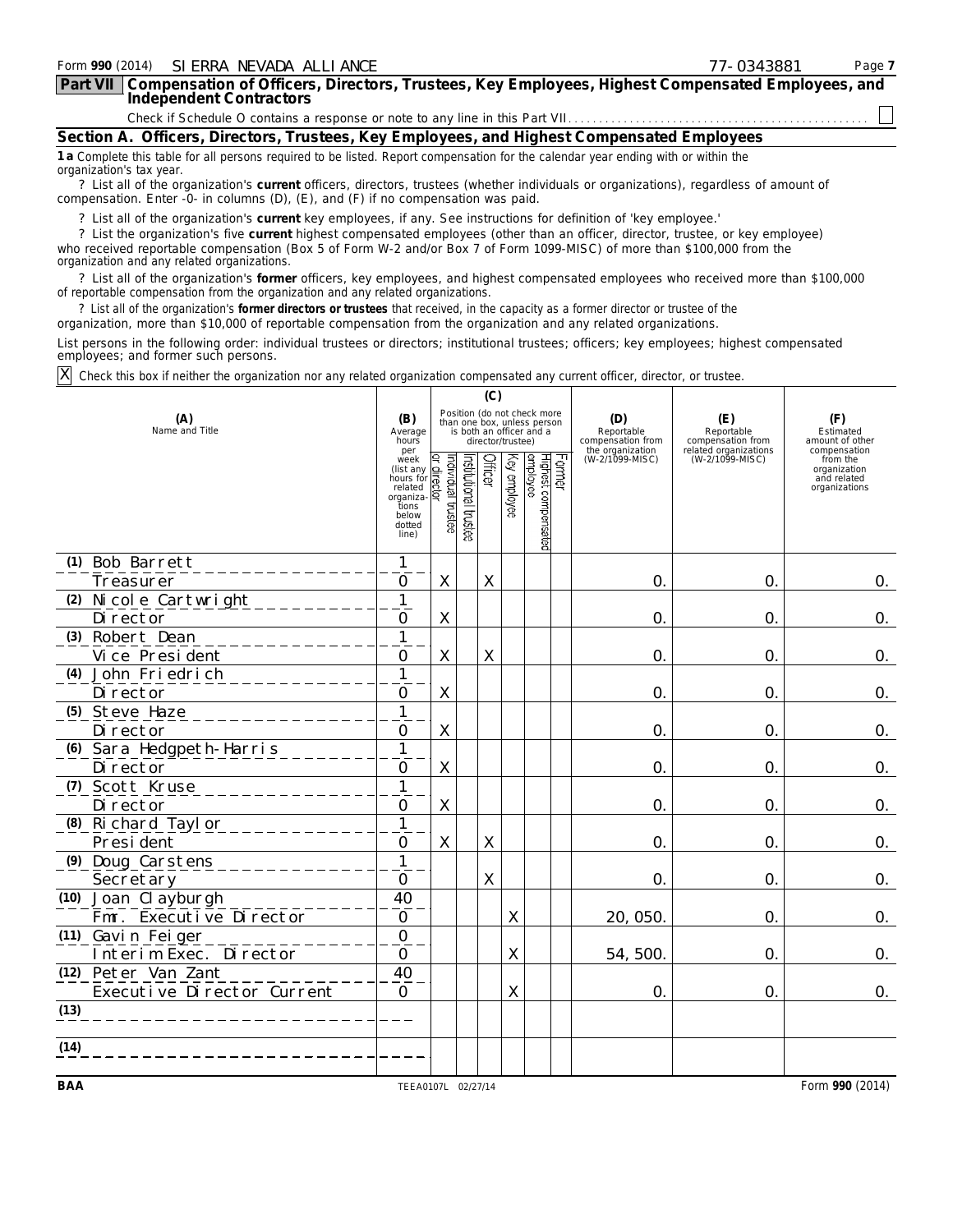Form **990** (2014) SIERRA NEVADA ALLIANCE 77-0343881

**Part VII Compensation of Officers, Directors, Trustees, Key Employees, Highest Compensated Employees, and Independent Contractors**

Check if Schedule O contains a response or note to any line in this Part VII . . . . . ☐

## Section A. Officers, Directors, Trustees, Key Employees, and Highest Compensated Employees

**1 a** Complete this table for all persons required to be listed. Report compensation for the calendar year ending with or within the organization's tax year.

? List all of the organization's **current** officers, directors, trustees (whether individuals or organizations), regardless of amount of compensation. Enter -0- in columns (D), (E), and (F) if no compensation was paid.

? List all of the organization's **current** key employees, if any. See instructions for definition of 'key employee.'

? List the organization's five **current** highest compensated employees (other than an officer, director, trustee, or key employee) who received reportable compensation (Box 5 of Form W-2 and/or Box 7 of Form 1099-MISC) of more than $100,000 from the organization and any related organizations.

? List all of the organization's **former** officers, key employees, and highest compensated employees who received more than $100,000 of reportable compensation from the organization and any related organizations.

? List all of the organization's **former directors or trustees** that received, in the capacity as a former director or trustee of the organization, more than $10,000 of reportable compensation from the organization and any related organizations.

List persons in the following order: individual trustees or directors; institutional trustees; officers; key employees; highest compensated employees; and former such persons.

☒ Check this box if neither the organization nor any related organization compensated any current officer, director, or trustee.

| (A) Name and Title | (B) Average hours per week (list any hours for related organizations below dotted line) | (C) Position (do not check more than one box, unless person is both an officer and a director/trustee) | | | | | | (D) Reportable compensation from the organization (W-2/1099-MISC) | (E) Reportable compensation from related organizations (W-2/1099-MISC) | (F) Estimated amount of other compensation from the organization and related organizations |
|---|---|---|---|---|---|---|---|---|---|---|
| | | Individual trustee or director | Institutional trustee | Officer | Key employee | Highest compensated employee | Former | | | |
| (1) Bob Barrett<br>Treasurer | 1<br>0 | X | | X | | | | 0. | 0. | 0. |
| (2) Nicole Cartwright<br>Director | 1<br>0 | X | | | | | | 0. | 0. | 0. |
| (3) Robert Dean<br>Vice President | 1<br>0 | X | | X | | | | 0. | 0. | 0. |
| (4) John Friedrich<br>Director | 1<br>0 | X | | | | | | 0. | 0. | 0. |
| (5) Steve Haze<br>Director | 1<br>0 | X | | | | | | 0. | 0. | 0. |
| (6) Sara Hedgpeth-Harris<br>Director | 1<br>0 | X | | | | | | 0. | 0. | 0. |
| (7) Scott Kruse<br>Director | 1<br>0 | X | | | | | | 0. | 0. | 0. |
| (8) Richard Taylor<br>President | 1<br>0 | X | | X | | | | 0. | 0. | 0. |
| (9) Doug Carstens<br>Secretary | 1<br>0 | | | X | | | | 0. | 0. | 0. |
| (10) Joan Clayburgh<br>Fmr. Executive Director | 40<br>0 | | | | X | | | 20,050. | 0. | 0. |
| (11) Gavin Feiger<br>Interim Exec. Director | 0<br>0 | | | | X | | | 54,500. | 0. | 0. |
| (12) Peter Van Zant<br>Executive Director Current | 40<br>0 | | | | X | | | 0. | 0. | 0. |
| (13) | | | | | | | | | | |
| (14) | | | | | | | | | | |

BAA TEEA0107L 02/27/14 Form **990** (2014)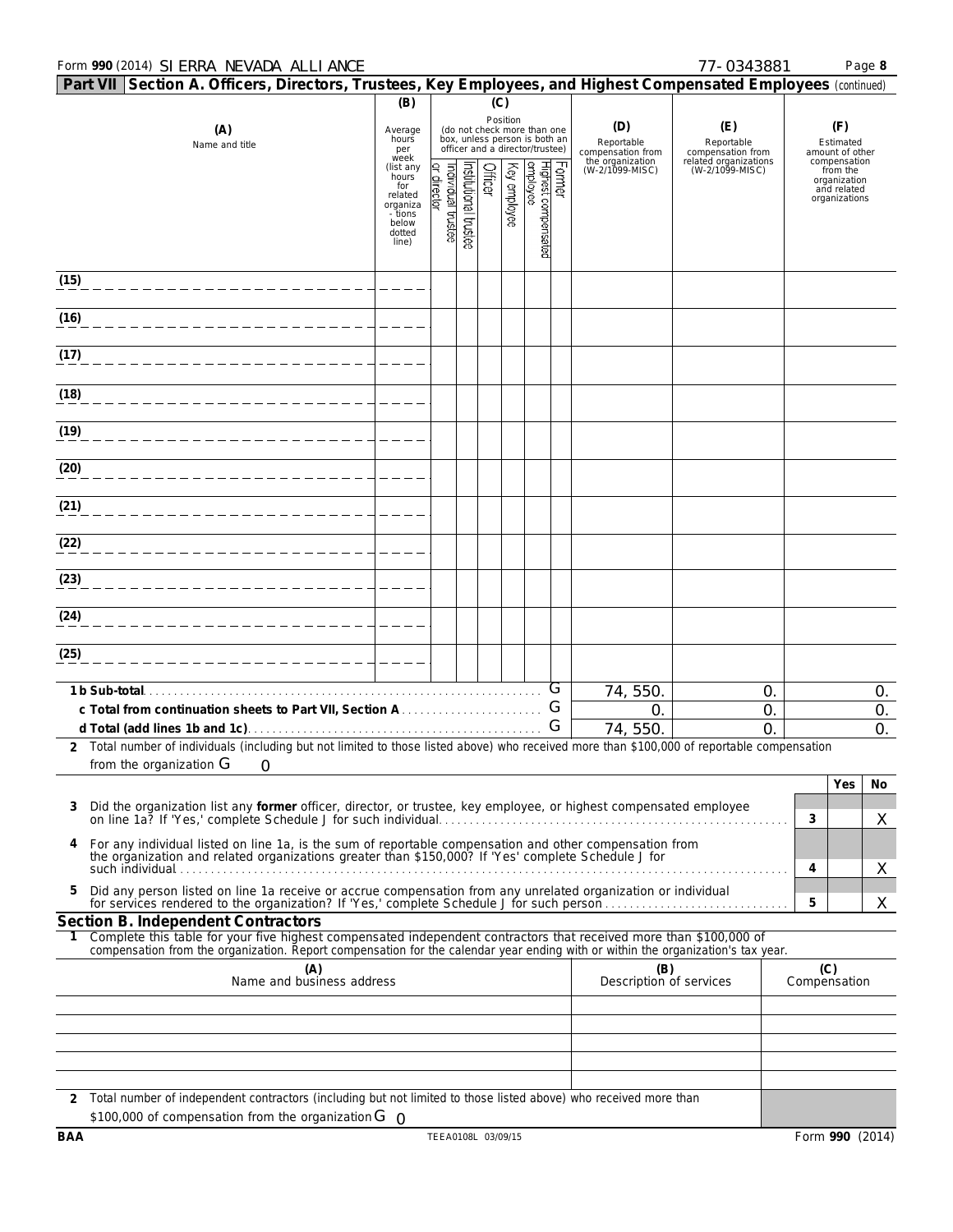Form **990** (2014) SIERRA NEVADA ALLIANCE 77-0343881 Page **8**

**Part VII Section A. Officers, Directors, Trustees, Key Employees, and Highest Compensated Employees** *(continued)*

| (A) Name and title | (B) Average hours per week (list any hours for related organizations below dotted line) | (C) Position (do not check more than one box, unless person is both an officer and a director/trustee) | | | | | | (D) Reportable compensation from the organization (W-2/1099-MISC) | (E) Reportable compensation from related organizations (W-2/1099-MISC) | (F) Estimated amount of other compensation from the organization and related organizations |
|---|---|---|---|---|---|---|---|---|---|---|
| | | Individual trustee or director | Institutional trustee | Officer | Key employee | Highest compensated employee | Former | | | |
| (15) | | | | | | | | | | |
| (16) | | | | | | | | | | |
| (17) | | | | | | | | | | |
| (18) | | | | | | | | | | |
| (19) | | | | | | | | | | |
| (20) | | | | | | | | | | |
| (21) | | | | | | | | | | |
| (22) | | | | | | | | | | |
| (23) | | | | | | | | | | |
| (24) | | | | | | | | | | |
| (25) | | | | | | | | | | |
| **1 b Sub-total** | | | | | | | | 74,550. | 0. | 0. |
| **c Total from continuation sheets to Part VII, Section A** | | | | | | | | 0. | 0. | 0. |
| **d Total (add lines 1b and 1c)** | | | | | | | | 74,550. | 0. | 0. |

**2** Total number of individuals (including but not limited to those listed above) who received more than $100,000 of reportable compensation from the organization 0

| | | | Yes | No |
|---|---|---|---|---|
| **3** | Did the organization list any **former** officer, director, or trustee, key employee, or highest compensated employee on line 1a? If 'Yes,' complete Schedule J for such individual | 3 | | X |
| **4** | For any individual listed on line 1a, is the sum of reportable compensation and other compensation from the organization and related organizations greater than $150,000? If 'Yes' complete Schedule J for such individual | 4 | | X |
| **5** | Did any person listed on line 1a receive or accrue compensation from any unrelated organization or individual for services rendered to the organization? If 'Yes,' complete Schedule J for such person | 5 | | X |

**Section B. Independent Contractors**

**1** Complete this table for your five highest compensated independent contractors that received more than $100,000 of compensation from the organization. Report compensation for the calendar year ending with or within the organization's tax year.

| (A) Name and business address | (B) Description of services | (C) Compensation |
|---|---|---|
| | | |
| | | |
| | | |
| | | |
| | | |

**2** Total number of independent contractors (including but not limited to those listed above) who received more than $100,000 of compensation from the organization 0

BAA TEEA0108L 03/09/15 Form **990** (2014)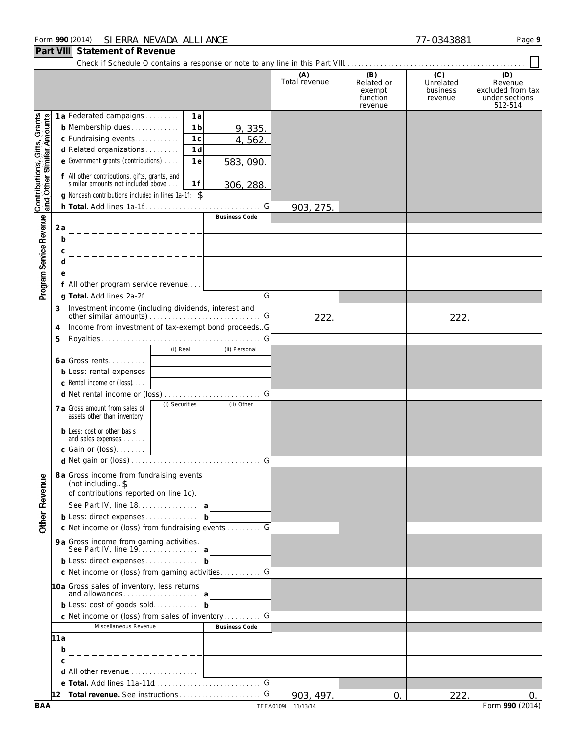Form **990** (2014) SIERRA NEVADA ALLIANCE 77-0343881

## Part VIII Statement of Revenue

Check if Schedule O contains a response or note to any line in this Part VIII . . . ☐

| | | | | (A) Total revenue | (B) Related or exempt function revenue | (C) Unrelated business revenue | (D) Revenue excluded from tax under sections 512-514 |
|---|---|---|---|---|---|---|---|
| **Contributions, Gifts, Grants and Other Similar Amounts** | **1a** Federated campaigns | 1a | | | | | |
| | **b** Membership dues | 1b | 9,335. | | | | |
| | **c** Fundraising events | 1c | 4,562. | | | | |
| | **d** Related organizations | 1d | | | | | |
| | **e** Government grants (contributions) | 1e | 583,090. | | | | |
| | **f** All other contributions, gifts, grants, and similar amounts not included above | 1f | 306,288. | | | | |
| | **g** Noncash contributions included in lines 1a-1f: $ | | | | | | |
| | **h Total.** Add lines 1a-1f | | | 903,275. | | | |
| **Program Service Revenue** | | | **Business Code** | | | | |
| | **2a** | | | | | | |
| | **b** | | | | | | |
| | **c** | | | | | | |
| | **d** | | | | | | |
| | **e** | | | | | | |
| | **f** All other program service revenue | | | | | | |
| | **g Total.** Add lines 2a-2f | | | | | | |
| **Other Revenue** | **3** Investment income (including dividends, interest and other similar amounts) | | | 222. | | 222. | |
| | **4** Income from investment of tax-exempt bond proceeds | | | | | | |
| | **5** Royalties | | | | | | |
| | | (i) Real | (ii) Personal | | | | |
| | **6a** Gross rents | | | | | | |
| | **b** Less: rental expenses | | | | | | |
| | **c** Rental income or (loss) | | | | | | |
| | **d** Net rental income or (loss) | | | | | | |
| | | (i) Securities | (ii) Other | | | | |
| | **7a** Gross amount from sales of assets other than inventory | | | | | | |
| | **b** Less: cost or other basis and sales expenses | | | | | | |
| | **c** Gain or (loss) | | | | | | |
| | **d** Net gain or (loss) | | | | | | |
| | **8a** Gross income from fundraising events (not including $ of contributions reported on line 1c). See Part IV, line 18 | a | | | | | |
| | **b** Less: direct expenses | b | | | | | |
| | **c** Net income or (loss) from fundraising events | | | | | | |
| | **9a** Gross income from gaming activities. See Part IV, line 19 | a | | | | | |
| | **b** Less: direct expenses | b | | | | | |
| | **c** Net income or (loss) from gaming activities | | | | | | |
| | **10a** Gross sales of inventory, less returns and allowances | a | | | | | |
| | **b** Less: cost of goods sold | b | | | | | |
| | **c** Net income or (loss) from sales of inventory | | | | | | |
| | Miscellaneous Revenue | | **Business Code** | | | | |
| | **11a** | | | | | | |
| | **b** | | | | | | |
| | **c** | | | | | | |
| | **d** All other revenue | | | | | | |
| | **e Total.** Add lines 11a-11d | | | | | | |
| | **12 Total revenue.** See instructions | | | 903,497. | 0. | 222. | 0. |

BAA TEEA0109L 11/13/14 Form **990** (2014)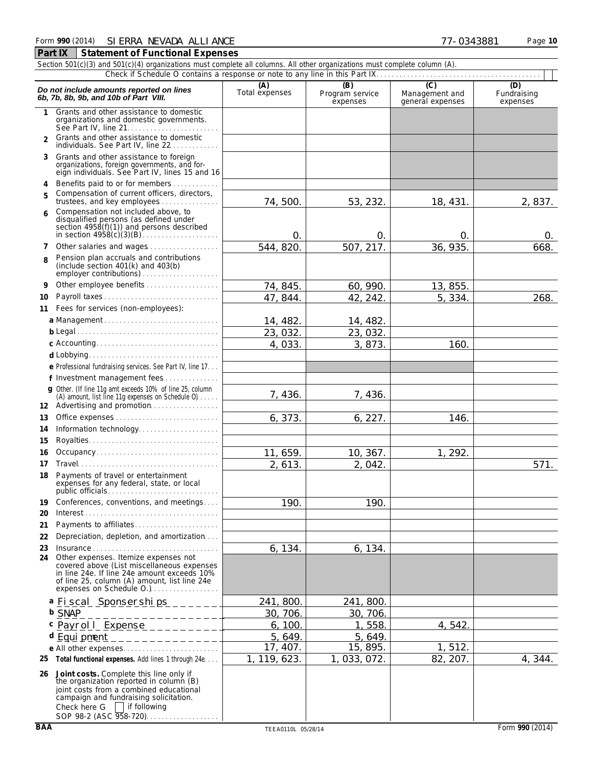Form **990** (2014) SIERRA NEVADA ALLIANCE 77-0343881

**Part IX Statement of Functional Expenses**

Section 501(c)(3) and 501(c)(4) organizations must complete all columns. All other organizations must complete column (A).

Check if Schedule O contains a response or note to any line in this Part IX

| *Do not include amounts reported on lines 6b, 7b, 8b, 9b, and 10b of Part VIII.* | (A) Total expenses | (B) Program service expenses | (C) Management and general expenses | (D) Fundraising expenses |
|---|---|---|---|---|
| **1** Grants and other assistance to domestic organizations and domestic governments. See Part IV, line 21 | | | | |
| **2** Grants and other assistance to domestic individuals. See Part IV, line 22 | | | | |
| **3** Grants and other assistance to foreign organizations, foreign governments, and foreign individuals. See Part IV, lines 15 and 16 | | | | |
| **4** Benefits paid to or for members | | | | |
| **5** Compensation of current officers, directors, trustees, and key employees | 74,500. | 53,232. | 18,431. | 2,837. |
| **6** Compensation not included above, to disqualified persons (as defined under section 4958(f)(1)) and persons described in section 4958(c)(3)(B) | 0. | 0. | 0. | 0. |
| **7** Other salaries and wages | 544,820. | 507,217. | 36,935. | 668. |
| **8** Pension plan accruals and contributions (include section 401(k) and 403(b) employer contributions) | | | | |
| **9** Other employee benefits | 74,845. | 60,990. | 13,855. | |
| **10** Payroll taxes | 47,844. | 42,242. | 5,334. | 268. |
| **11** Fees for services (non-employees): | | | | |
| **a** Management | 14,482. | 14,482. | | |
| **b** Legal | 23,032. | 23,032. | | |
| **c** Accounting | 4,033. | 3,873. | 160. | |
| **d** Lobbying | | | | |
| **e** Professional fundraising services. See Part IV, line 17 | | | | |
| **f** Investment management fees | | | | |
| **g** Other. (If line 11g amt exceeds 10% of line 25, column (A) amount, list line 11g expenses on Schedule O) | 7,436. | 7,436. | | |
| **12** Advertising and promotion | | | | |
| **13** Office expenses | 6,373. | 6,227. | 146. | |
| **14** Information technology | | | | |
| **15** Royalties | | | | |
| **16** Occupancy | 11,659. | 10,367. | 1,292. | |
| **17** Travel | 2,613. | 2,042. | | 571. |
| **18** Payments of travel or entertainment expenses for any federal, state, or local public officials | | | | |
| **19** Conferences, conventions, and meetings | 190. | 190. | | |
| **20** Interest | | | | |
| **21** Payments to affiliates | | | | |
| **22** Depreciation, depletion, and amortization | | | | |
| **23** Insurance | 6,134. | 6,134. | | |
| **24** Other expenses. Itemize expenses not covered above (List miscellaneous expenses in line 24e. If line 24e amount exceeds 10% of line 25, column (A) amount, list line 24e expenses on Schedule O.) | | | | |
| **a** Fiscal Sponserships | 241,800. | 241,800. | | |
| **b** SNAP | 30,706. | 30,706. | | |
| **c** Payroll Expense | 6,100. | 1,558. | 4,542. | |
| **d** Equipment | 5,649. | 5,649. | | |
| **e** All other expenses | 17,407. | 15,895. | 1,512. | |
| **25 Total functional expenses.** Add lines 1 through 24e | 1,119,623. | 1,033,072. | 82,207. | 4,344. |
| **26 Joint costs.** Complete this line only if the organization reported in column (B) joint costs from a combined educational campaign and fundraising solicitation. Check here ☐ if following SOP 98-2 (ASC 958-720) | | | | |

BAA TEEA0110L 05/28/14 Form **990** (2014)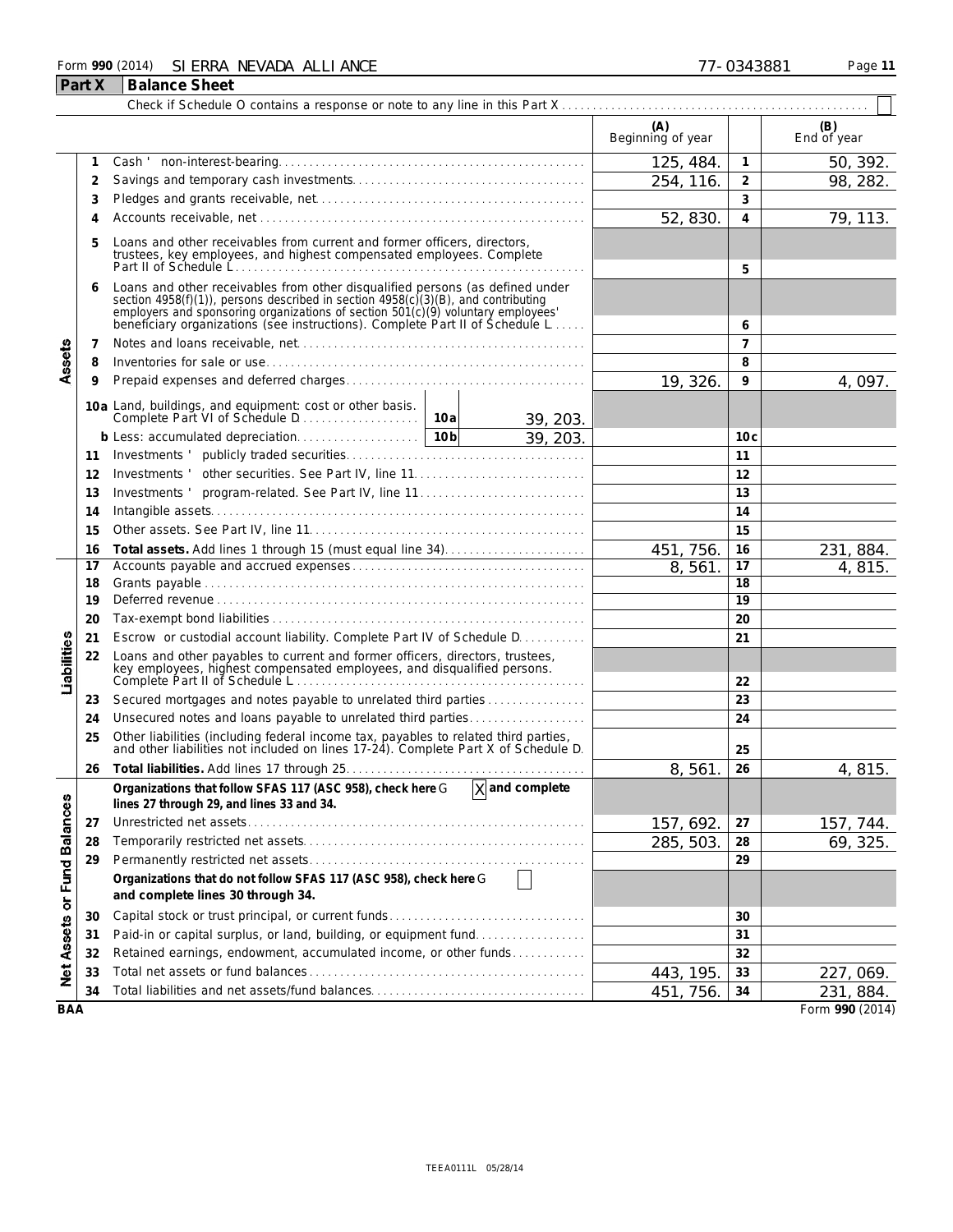Form **990** (2014) SIERRA NEVADA ALLIANCE 77-0343881

## Part X Balance Sheet

Check if Schedule O contains a response or note to any line in this Part X

| Section | Line | Description | | | (A) Beginning of year | | (B) End of year |
|---|---|---|---|---|---|---|---|
| Assets | 1 | Cash – non-interest-bearing | | | 125,484. | 1 | 50,392. |
| | 2 | Savings and temporary cash investments | | | 254,116. | 2 | 98,282. |
| | 3 | Pledges and grants receivable, net | | | | 3 | |
| | 4 | Accounts receivable, net | | | 52,830. | 4 | 79,113. |
| | 5 | Loans and other receivables from current and former officers, directors, trustees, key employees, and highest compensated employees. Complete Part II of Schedule L | | | | 5 | |
| | 6 | Loans and other receivables from other disqualified persons (as defined under section 4958(f)(1)), persons described in section 4958(c)(3)(B), and contributing employers and sponsoring organizations of section 501(c)(9) voluntary employees' beneficiary organizations (see instructions). Complete Part II of Schedule L | | | | 6 | |
| | 7 | Notes and loans receivable, net | | | | 7 | |
| | 8 | Inventories for sale or use | | | | 8 | |
| | 9 | Prepaid expenses and deferred charges | | | 19,326. | 9 | 4,097. |
| | 10a | Land, buildings, and equipment: cost or other basis. Complete Part VI of Schedule D | 10a | 39,203. | | | |
| | b | Less: accumulated depreciation | 10b | 39,203. | | 10c | |
| | 11 | Investments – publicly traded securities | | | | 11 | |
| | 12 | Investments – other securities. See Part IV, line 11 | | | | 12 | |
| | 13 | Investments – program-related. See Part IV, line 11 | | | | 13 | |
| | 14 | Intangible assets | | | | 14 | |
| | 15 | Other assets. See Part IV, line 11 | | | | 15 | |
| | 16 | **Total assets.** Add lines 1 through 15 (must equal line 34) | | | 451,756. | 16 | 231,884. |
| Liabilities | 17 | Accounts payable and accrued expenses | | | 8,561. | 17 | 4,815. |
| | 18 | Grants payable | | | | 18 | |
| | 19 | Deferred revenue | | | | 19 | |
| | 20 | Tax-exempt bond liabilities | | | | 20 | |
| | 21 | Escrow or custodial account liability. Complete Part IV of Schedule D | | | | 21 | |
| | 22 | Loans and other payables to current and former officers, directors, trustees, key employees, highest compensated employees, and disqualified persons. Complete Part II of Schedule L | | | | 22 | |
| | 23 | Secured mortgages and notes payable to unrelated third parties | | | | 23 | |
| | 24 | Unsecured notes and loans payable to unrelated third parties | | | | 24 | |
| | 25 | Other liabilities (including federal income tax, payables to related third parties, and other liabilities not included on lines 17-24). Complete Part X of Schedule D | | | | 25 | |
| | 26 | **Total liabilities.** Add lines 17 through 25 | | | 8,561. | 26 | 4,815. |
| Net Assets or Fund Balances | | **Organizations that follow SFAS 117 (ASC 958), check here** ▶ [X] **and complete lines 27 through 29, and lines 33 and 34.** | | | | | |
| | 27 | Unrestricted net assets | | | 157,692. | 27 | 157,744. |
| | 28 | Temporarily restricted net assets | | | 285,503. | 28 | 69,325. |
| | 29 | Permanently restricted net assets | | | | 29 | |
| | | **Organizations that do not follow SFAS 117 (ASC 958), check here** ▶ [ ] **and complete lines 30 through 34.** | | | | | |
| | 30 | Capital stock or trust principal, or current funds | | | | 30 | |
| | 31 | Paid-in or capital surplus, or land, building, or equipment fund | | | | 31 | |
| | 32 | Retained earnings, endowment, accumulated income, or other funds | | | | 32 | |
| | 33 | Total net assets or fund balances | | | 443,195. | 33 | 227,069. |
| | 34 | Total liabilities and net assets/fund balances | | | 451,756. | 34 | 231,884. |

BAA Form **990** (2014)

TEEA0111L 05/28/14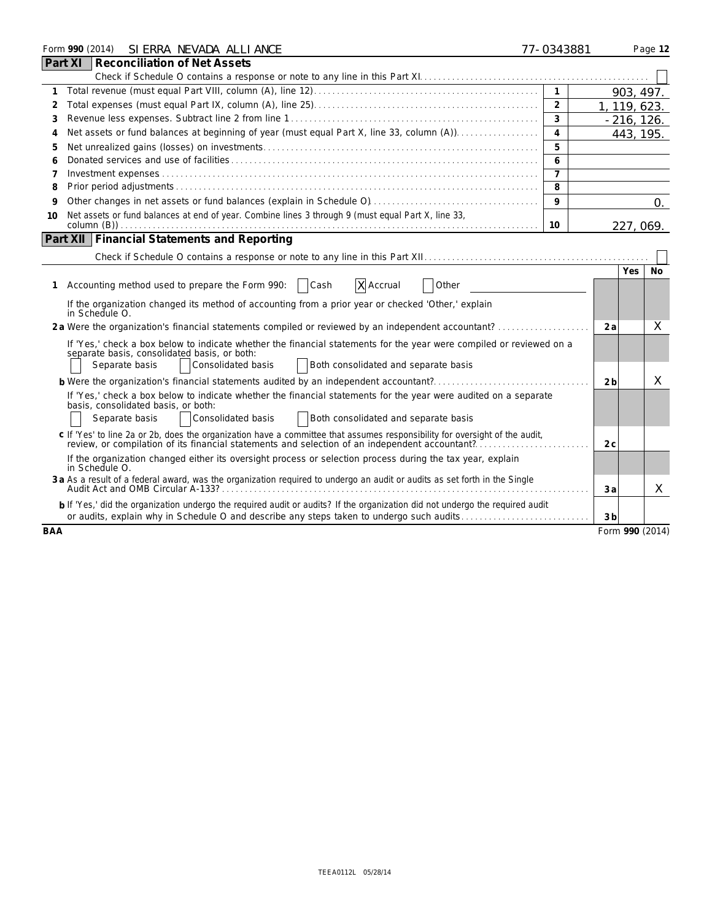Form **990** (2014) SIERRA NEVADA ALLIANCE 77-0343881

## Part XI Reconciliation of Net Assets

Check if Schedule O contains a response or note to any line in this Part XI. ☐

| | | | |
|---|---|---|---|
| 1 | Total revenue (must equal Part VIII, column (A), line 12) | 1 | 903,497. |
| 2 | Total expenses (must equal Part IX, column (A), line 25) | 2 | 1,119,623. |
| 3 | Revenue less expenses. Subtract line 2 from line 1 | 3 | -216,126. |
| 4 | Net assets or fund balances at beginning of year (must equal Part X, line 33, column (A)) | 4 | 443,195. |
| 5 | Net unrealized gains (losses) on investments | 5 | |
| 6 | Donated services and use of facilities | 6 | |
| 7 | Investment expenses | 7 | |
| 8 | Prior period adjustments | 8 | |
| 9 | Other changes in net assets or fund balances (explain in Schedule O) | 9 | 0. |
| 10 | Net assets or fund balances at end of year. Combine lines 3 through 9 (must equal Part X, line 33, column (B)) | 10 | 227,069. |

## Part XII Financial Statements and Reporting

Check if Schedule O contains a response or note to any line in this Part XII ☐

| | | Yes | No |
|---|---|---|---|
| **1** Accounting method used to prepare the Form 990: ☐ Cash ☒ Accrual ☐ Other | | | |
| If the organization changed its method of accounting from a prior year or checked 'Other,' explain in Schedule O. | | | |
| **2a** Were the organization's financial statements compiled or reviewed by an independent accountant? | 2a | | X |
| If 'Yes,' check a box below to indicate whether the financial statements for the year were compiled or reviewed on a separate basis, consolidated basis, or both: ☐ Separate basis ☐ Consolidated basis ☐ Both consolidated and separate basis | | | |
| **b** Were the organization's financial statements audited by an independent accountant? | 2b | | X |
| If 'Yes,' check a box below to indicate whether the financial statements for the year were audited on a separate basis, consolidated basis, or both: ☐ Separate basis ☐ Consolidated basis ☐ Both consolidated and separate basis | | | |
| **c** If 'Yes' to line 2a or 2b, does the organization have a committee that assumes responsibility for oversight of the audit, review, or compilation of its financial statements and selection of an independent accountant? | 2c | | |
| If the organization changed either its oversight process or selection process during the tax year, explain in Schedule O. | | | |
| **3a** As a result of a federal award, was the organization required to undergo an audit or audits as set forth in the Single Audit Act and OMB Circular A-133? | 3a | | X |
| **b** If 'Yes,' did the organization undergo the required audit or audits? If the organization did not undergo the required audit or audits, explain why in Schedule O and describe any steps taken to undergo such audits | 3b | | |

BAA Form **990** (2014)

TEEA0112L 05/28/14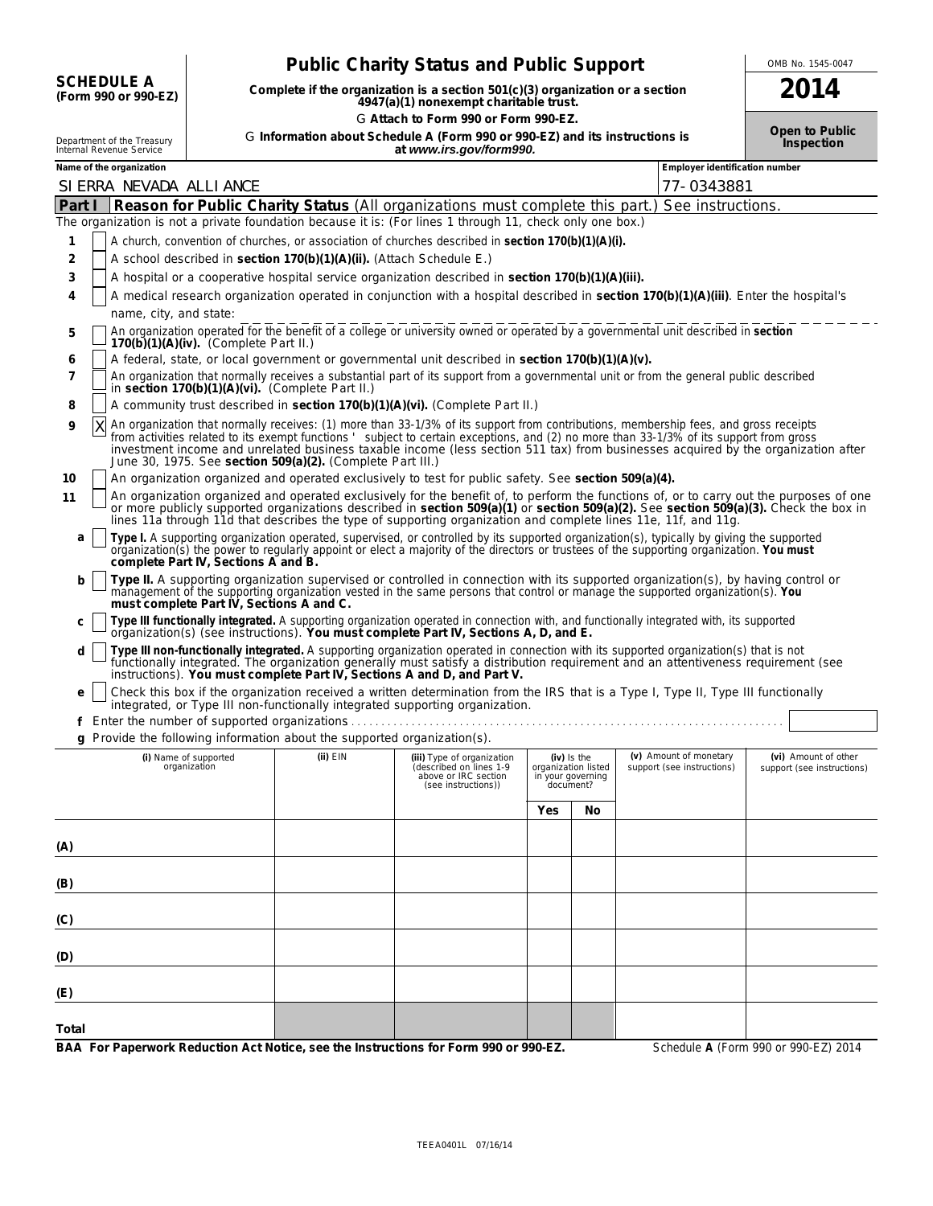**SCHEDULE A**
**(Form 990 or 990-EZ)**

Department of the Treasury
Internal Revenue Service

# Public Charity Status and Public Support

**Complete if the organization is a section 501(c)(3) organization or a section 4947(a)(1) nonexempt charitable trust.**

**▶ Attach to Form 990 or Form 990-EZ.**

**▶ Information about Schedule A (Form 990 or 990-EZ) and its instructions is at *www.irs.gov/form990.***

OMB No. 1545-0047

**2014**

**Open to Public Inspection**

**Name of the organization:** SIERRA NEVADA ALLIANCE

**Employer identification number:** 77-0343881

## Part I — Reason for Public Charity Status (All organizations must complete this part.) See instructions.

The organization is not a private foundation because it is: (For lines 1 through 11, check only one box.)

1. [ ] A church, convention of churches, or association of churches described in **section 170(b)(1)(A)(i).**
2. [ ] A school described in **section 170(b)(1)(A)(ii).** (Attach Schedule E.)
3. [ ] A hospital or a cooperative hospital service organization described in **section 170(b)(1)(A)(iii).**
4. [ ] A medical research organization operated in conjunction with a hospital described in **section 170(b)(1)(A)(iii)**. Enter the hospital's name, city, and state:
5. [ ] An organization operated for the benefit of a college or university owned or operated by a governmental unit described in **section 170(b)(1)(A)(iv).** (Complete Part II.)
6. [ ] A federal, state, or local government or governmental unit described in **section 170(b)(1)(A)(v).**
7. [ ] An organization that normally receives a substantial part of its support from a governmental unit or from the general public described in **section 170(b)(1)(A)(vi).** (Complete Part II.)
8. [ ] A community trust described in **section 170(b)(1)(A)(vi).** (Complete Part II.)
9. [X] An organization that normally receives: (1) more than 33-1/3% of its support from contributions, membership fees, and gross receipts from activities related to its exempt functions ' subject to certain exceptions, and (2) no more than 33-1/3% of its support from gross investment income and unrelated business taxable income (less section 511 tax) from businesses acquired by the organization after June 30, 1975. See **section 509(a)(2).** (Complete Part III.)
10. [ ] An organization organized and operated exclusively to test for public safety. See **section 509(a)(4).**
11. [ ] An organization organized and operated exclusively for the benefit of, to perform the functions of, or to carry out the purposes of one or more publicly supported organizations described in **section 509(a)(1)** or **section 509(a)(2).** See **section 509(a)(3).** Check the box in lines 11a through 11d that describes the type of supporting organization and complete lines 11e, 11f, and 11g.

   a [ ] **Type I.** A supporting organization operated, supervised, or controlled by its supported organization(s), typically by giving the supported organization(s) the power to regularly appoint or elect a majority of the directors or trustees of the supporting organization. **You must complete Part IV, Sections A and B.**

   b [ ] **Type II.** A supporting organization supervised or controlled in connection with its supported organization(s), by having control or management of the supporting organization vested in the same persons that control or manage the supported organization(s). **You must complete Part IV, Sections A and C.**

   c [ ] **Type III functionally integrated.** A supporting organization operated in connection with, and functionally integrated with, its supported organization(s) (see instructions). **You must complete Part IV, Sections A, D, and E.**

   d [ ] **Type III non-functionally integrated.** A supporting organization operated in connection with its supported organization(s) that is not functionally integrated. The organization generally must satisfy a distribution requirement and an attentiveness requirement (see instructions). **You must complete Part IV, Sections A and D, and Part V.**

   e [ ] Check this box if the organization received a written determination from the IRS that is a Type I, Type II, Type III functionally integrated, or Type III non-functionally integrated supporting organization.

   f Enter the number of supported organizations . . . . .

   g Provide the following information about the supported organization(s).

| (i) Name of supported organization | (ii) EIN | (iii) Type of organization (described on lines 1-9 above or IRC section (see instructions)) | (iv) Is the organization listed in your governing document? Yes | No | (v) Amount of monetary support (see instructions) | (vi) Amount of other support (see instructions) |
|---|---|---|---|---|---|---|
| (A) | | | | | | |
| (B) | | | | | | |
| (C) | | | | | | |
| (D) | | | | | | |
| (E) | | | | | | |
| Total | | | | | | |

**BAA For Paperwork Reduction Act Notice, see the Instructions for Form 990 or 990-EZ.** Schedule **A** (Form 990 or 990-EZ) 2014

TEEA0401L 07/16/14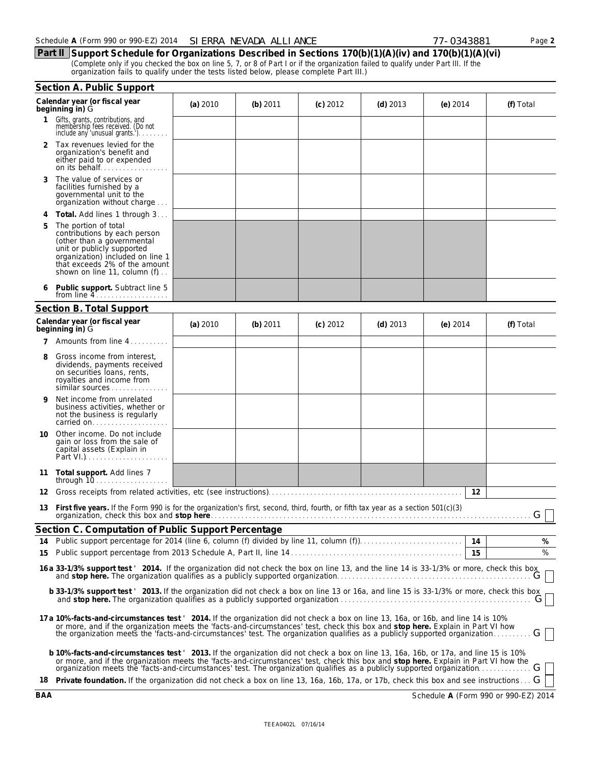Schedule A (Form 990 or 990-EZ) 2014 SIERRA NEVADA ALLIANCE 77-0343881

## Part II Support Schedule for Organizations Described in Sections 170(b)(1)(A)(iv) and 170(b)(1)(A)(vi)

(Complete only if you checked the box on line 5, 7, or 8 of Part I or if the organization failed to qualify under Part III. If the organization fails to qualify under the tests listed below, please complete Part III.)

### Section A. Public Support

| Calendar year (or fiscal year beginning in) G | (a) 2010 | (b) 2011 | (c) 2012 | (d) 2013 | (e) 2014 | (f) Total |
|---|---|---|---|---|---|---|
| 1 Gifts, grants, contributions, and membership fees received. (Do not include any 'unusual grants.') | | | | | | |
| 2 Tax revenues levied for the organization's benefit and either paid to or expended on its behalf | | | | | | |
| 3 The value of services or facilities furnished by a governmental unit to the organization without charge | | | | | | |
| 4 Total. Add lines 1 through 3 | | | | | | |
| 5 The portion of total contributions by each person (other than a governmental unit or publicly supported organization) included on line 1 that exceeds 2% of the amount shown on line 11, column (f) | | | | | | |
| 6 Public support. Subtract line 5 from line 4 | | | | | | |

### Section B. Total Support

| Calendar year (or fiscal year beginning in) G | (a) 2010 | (b) 2011 | (c) 2012 | (d) 2013 | (e) 2014 | (f) Total |
|---|---|---|---|---|---|---|
| 7 Amounts from line 4 | | | | | | |
| 8 Gross income from interest, dividends, payments received on securities loans, rents, royalties and income from similar sources | | | | | | |
| 9 Net income from unrelated business activities, whether or not the business is regularly carried on | | | | | | |
| 10 Other income. Do not include gain or loss from the sale of capital assets (Explain in Part VI.) | | | | | | |
| 11 Total support. Add lines 7 through 10 | | | | | | |

12 Gross receipts from related activities, etc (see instructions) | 12 |

13 **First five years.** If the Form 990 is for the organization's first, second, third, fourth, or fifth tax year as a section 501(c)(3) organization, check this box and **stop here** G ☐

### Section C. Computation of Public Support Percentage

14 Public support percentage for 2014 (line 6, column (f) divided by line 11, column (f)) | 14 | %

15 Public support percentage from 2013 Schedule A, Part II, line 14 | 15 | %

**16a 33-1/3% support test ' 2014.** If the organization did not check the box on line 13, and the line 14 is 33-1/3% or more, check this box and **stop here.** The organization qualifies as a publicly supported organization G ☐

**b 33-1/3% support test ' 2013.** If the organization did not check a box on line 13 or 16a, and line 15 is 33-1/3% or more, check this box and **stop here.** The organization qualifies as a publicly supported organization G ☐

**17a 10%-facts-and-circumstances test ' 2014.** If the organization did not check a box on line 13, 16a, or 16b, and line 14 is 10% or more, and if the organization meets the 'facts-and-circumstances' test, check this box and **stop here.** Explain in Part VI how the organization meets the 'facts-and-circumstances' test. The organization qualifies as a publicly supported organization G ☐

**b 10%-facts-and-circumstances test ' 2013.** If the organization did not check a box on line 13, 16a, 16b, or 17a, and line 15 is 10% or more, and if the organization meets the 'facts-and-circumstances' test, check this box and **stop here.** Explain in Part VI how the organization meets the 'facts-and-circumstances' test. The organization qualifies as a publicly supported organization G ☐

18 **Private foundation.** If the organization did not check a box on line 13, 16a, 16b, 17a, or 17b, check this box and see instructions G ☐

BAA Schedule A (Form 990 or 990-EZ) 2014

TEEA0402L 07/16/14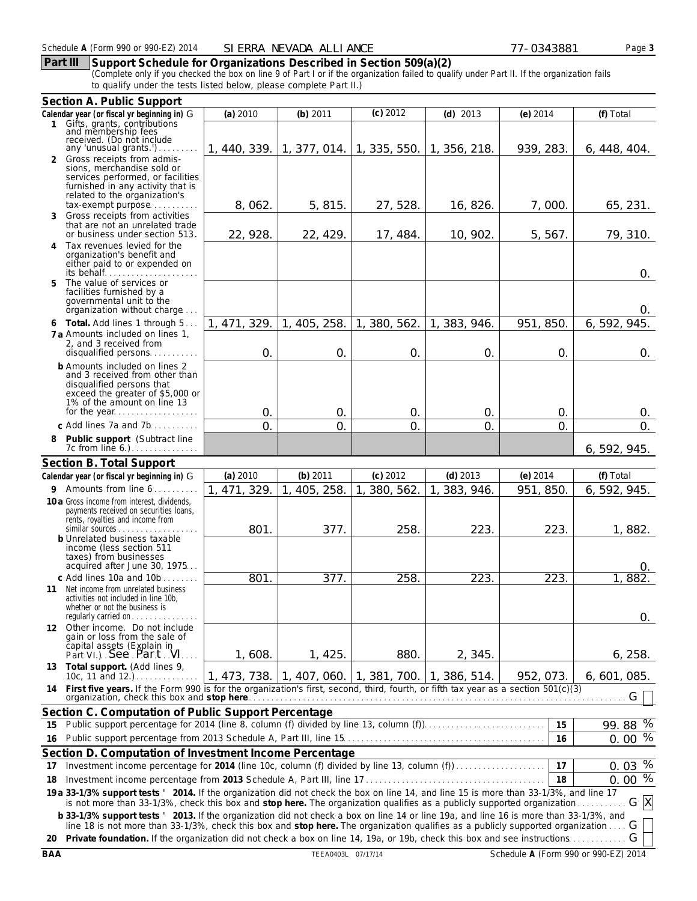Schedule **A** (Form 990 or 990-EZ) 2014 SIERRA NEVADA ALLIANCE 77-0343881 Page **3**

## Part III Support Schedule for Organizations Described in Section 509(a)(2)

(Complete only if you checked the box on line 9 of Part I or if the organization failed to qualify under Part II. If the organization fails to qualify under the tests listed below, please complete Part II.)

### Section A. Public Support

| Calendar year (or fiscal yr beginning in) | (a) 2010 | (b) 2011 | (c) 2012 | (d) 2013 | (e) 2014 | (f) Total |
|---|---|---|---|---|---|---|
| **1** Gifts, grants, contributions and membership fees received. (Do not include any 'unusual grants.') | 1,440,339. | 1,377,014. | 1,335,550. | 1,356,218. | 939,283. | 6,448,404. |
| **2** Gross receipts from admissions, merchandise sold or services performed, or facilities furnished in any activity that is related to the organization's tax-exempt purpose | 8,062. | 5,815. | 27,528. | 16,826. | 7,000. | 65,231. |
| **3** Gross receipts from activities that are not an unrelated trade or business under section 513 | 22,928. | 22,429. | 17,484. | 10,902. | 5,567. | 79,310. |
| **4** Tax revenues levied for the organization's benefit and either paid to or expended on its behalf | | | | | | 0. |
| **5** The value of services or facilities furnished by a governmental unit to the organization without charge | | | | | | 0. |
| **6 Total.** Add lines 1 through 5 | 1,471,329. | 1,405,258. | 1,380,562. | 1,383,946. | 951,850. | 6,592,945. |
| **7a** Amounts included on lines 1, 2, and 3 received from disqualified persons | 0. | 0. | 0. | 0. | 0. | 0. |
| **b** Amounts included on lines 2 and 3 received from other than disqualified persons that exceed the greater of $5,000 or 1% of the amount on line 13 for the year | 0. | 0. | 0. | 0. | 0. | 0. |
| **c** Add lines 7a and 7b | 0. | 0. | 0. | 0. | 0. | 0. |
| **8 Public support** (Subtract line 7c from line 6.) | | | | | | 6,592,945. |

### Section B. Total Support

| Calendar year (or fiscal yr beginning in) | (a) 2010 | (b) 2011 | (c) 2012 | (d) 2013 | (e) 2014 | (f) Total |
|---|---|---|---|---|---|---|
| **9** Amounts from line 6 | 1,471,329. | 1,405,258. | 1,380,562. | 1,383,946. | 951,850. | 6,592,945. |
| **10a** Gross income from interest, dividends, payments received on securities loans, rents, royalties and income from similar sources | 801. | 377. | 258. | 223. | 223. | 1,882. |
| **b** Unrelated business taxable income (less section 511 taxes) from businesses acquired after June 30, 1975 | | | | | | 0. |
| **c** Add lines 10a and 10b | 801. | 377. | 258. | 223. | 223. | 1,882. |
| **11** Net income from unrelated business activities not included in line 10b, whether or not the business is regularly carried on | | | | | | 0. |
| **12** Other income. Do not include gain or loss from the sale of capital assets (Explain in Part VI.) See Part VI | 1,608. | 1,425. | 880. | 2,345. | | 6,258. |
| **13 Total support.** (Add lines 9, 10c, 11 and 12.) | 1,473,738. | 1,407,060. | 1,381,700. | 1,386,514. | 952,073. | 6,601,085. |

**14** **First five years.** If the Form 990 is for the organization's first, second, third, fourth, or fifth tax year as a section 501(c)(3) organization, check this box and **stop here** ☐

### Section C. Computation of Public Support Percentage

| | | | |
|---|---|---|---|
| **15** | Public support percentage for 2014 (line 8, column (f) divided by line 13, column (f)) | **15** | 99.88 % |
| **16** | Public support percentage from 2013 Schedule A, Part III, line 15 | **16** | 0.00 % |

### Section D. Computation of Investment Income Percentage

| | | | |
|---|---|---|---|
| **17** | Investment income percentage for **2014** (line 10c, column (f) divided by line 13, column (f)) | **17** | 0.03 % |
| **18** | Investment income percentage from **2013** Schedule A, Part III, line 17 | **18** | 0.00 % |

**19a 33-1/3% support tests – 2014.** If the organization did not check the box on line 14, and line 15 is more than 33-1/3%, and line 17 is not more than 33-1/3%, check this box and **stop here.** The organization qualifies as a publicly supported organization ☒

**b 33-1/3% support tests – 2013.** If the organization did not check a box on line 14 or line 19a, and line 16 is more than 33-1/3%, and line 18 is not more than 33-1/3%, check this box and **stop here.** The organization qualifies as a publicly supported organization ☐

**20 Private foundation.** If the organization did not check a box on line 14, 19a, or 19b, check this box and see instructions ☐

BAA TEEA0403L 07/17/14 Schedule **A** (Form 990 or 990-EZ) 2014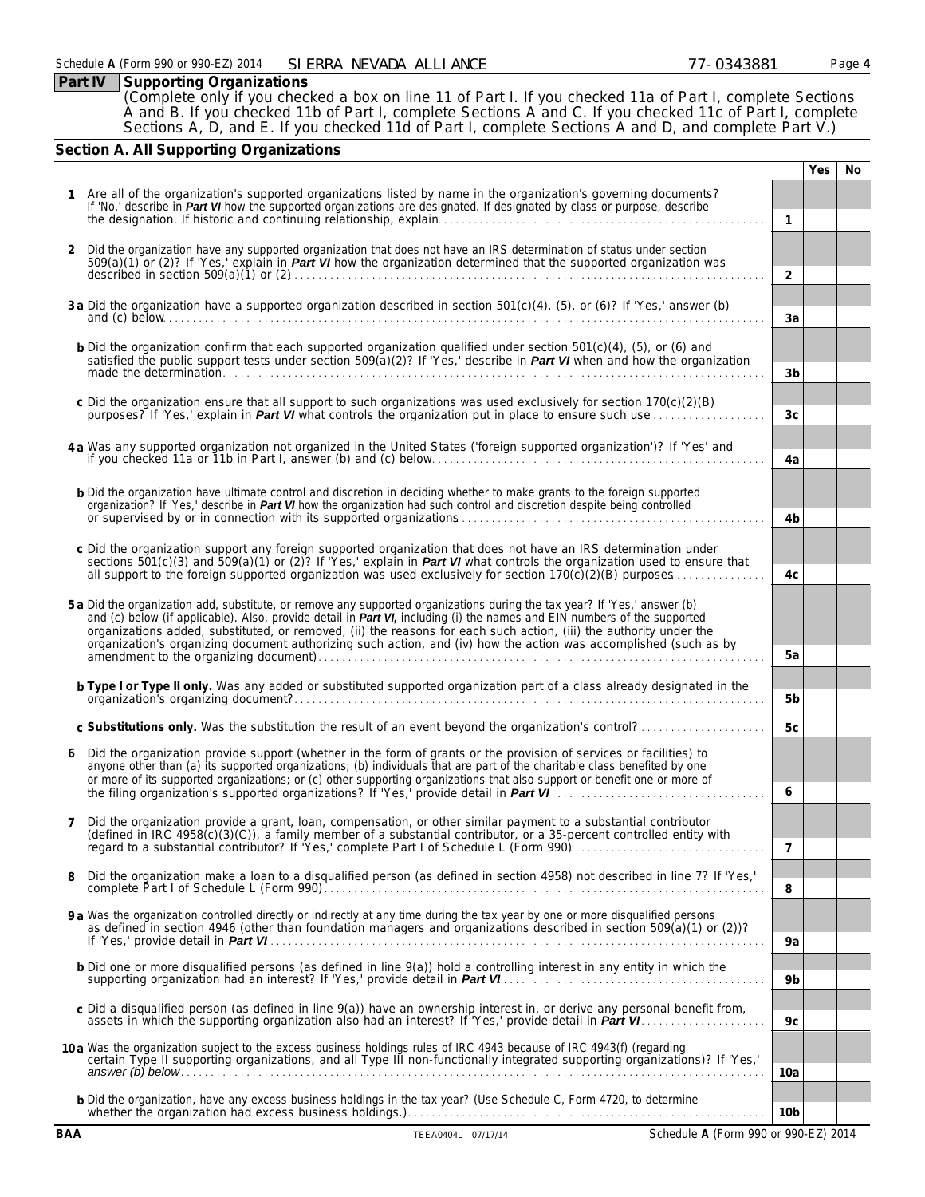Schedule A (Form 990 or 990-EZ) 2014 SIERRA NEVADA ALLIANCE 77-0343881

## Part IV Supporting Organizations

(Complete only if you checked a box on line 11 of Part I. If you checked 11a of Part I, complete Sections A and B. If you checked 11b of Part I, complete Sections A and C. If you checked 11c of Part I, complete Sections A, D, and E. If you checked 11d of Part I, complete Sections A and D, and complete Part V.)

### Section A. All Supporting Organizations

| | | | Yes | No |
|---|---|---|---|---|
| **1** | Are all of the organization's supported organizations listed by name in the organization's governing documents? If 'No,' describe in ***Part VI*** how the supported organizations are designated. If designated by class or purpose, describe the designation. If historic and continuing relationship, explain | 1 | | |
| **2** | Did the organization have any supported organization that does not have an IRS determination of status under section 509(a)(1) or (2)? If 'Yes,' explain in ***Part VI*** how the organization determined that the supported organization was described in section 509(a)(1) or (2) | 2 | | |
| **3 a** | Did the organization have a supported organization described in section 501(c)(4), (5), or (6)? If 'Yes,' answer (b) and (c) below | 3a | | |
| **b** | Did the organization confirm that each supported organization qualified under section 501(c)(4), (5), or (6) and satisfied the public support tests under section 509(a)(2)? If 'Yes,' describe in ***Part VI*** when and how the organization made the determination | 3b | | |
| **c** | Did the organization ensure that all support to such organizations was used exclusively for section 170(c)(2)(B) purposes? If 'Yes,' explain in ***Part VI*** what controls the organization put in place to ensure such use | 3c | | |
| **4 a** | Was any supported organization not organized in the United States ('foreign supported organization')? If 'Yes' and if you checked 11a or 11b in Part I, answer (b) and (c) below | 4a | | |
| **b** | Did the organization have ultimate control and discretion in deciding whether to make grants to the foreign supported organization? If 'Yes,' describe in ***Part VI*** how the organization had such control and discretion despite being controlled or supervised by or in connection with its supported organizations | 4b | | |
| **c** | Did the organization support any foreign supported organization that does not have an IRS determination under sections 501(c)(3) and 509(a)(1) or (2)? If 'Yes,' explain in ***Part VI*** what controls the organization used to ensure that all support to the foreign supported organization was used exclusively for section 170(c)(2)(B) purposes | 4c | | |
| **5 a** | Did the organization add, substitute, or remove any supported organizations during the tax year? If 'Yes,' answer (b) and (c) below (if applicable). Also, provide detail in ***Part VI,*** including (i) the names and EIN numbers of the supported organizations added, substituted, or removed, (ii) the reasons for each such action, (iii) the authority under the organization's organizing document authorizing such action, and (iv) how the action was accomplished (such as by amendment to the organizing document) | 5a | | |
| **b** | **Type I or Type II only.** Was any added or substituted supported organization part of a class already designated in the organization's organizing document? | 5b | | |
| **c** | **Substitutions only.** Was the substitution the result of an event beyond the organization's control? | 5c | | |
| **6** | Did the organization provide support (whether in the form of grants or the provision of services or facilities) to anyone other than (a) its supported organizations; (b) individuals that are part of the charitable class benefited by one or more of its supported organizations; or (c) other supporting organizations that also support or benefit one or more of the filing organization's supported organizations? If 'Yes,' provide detail in ***Part VI*** | 6 | | |
| **7** | Did the organization provide a grant, loan, compensation, or other similar payment to a substantial contributor (defined in IRC 4958(c)(3)(C)), a family member of a substantial contributor, or a 35-percent controlled entity with regard to a substantial contributor? If 'Yes,' complete Part I of Schedule L (Form 990) | 7 | | |
| **8** | Did the organization make a loan to a disqualified person (as defined in section 4958) not described in line 7? If 'Yes,' complete Part I of Schedule L (Form 990) | 8 | | |
| **9 a** | Was the organization controlled directly or indirectly at any time during the tax year by one or more disqualified persons as defined in section 4946 (other than foundation managers and organizations described in section 509(a)(1) or (2))? If 'Yes,' provide detail in ***Part VI*** | 9a | | |
| **b** | Did one or more disqualified persons (as defined in line 9(a)) hold a controlling interest in any entity in which the supporting organization had an interest? If 'Yes,' provide detail in ***Part VI*** | 9b | | |
| **c** | Did a disqualified person (as defined in line 9(a)) have an ownership interest in, or derive any personal benefit from, assets in which the supporting organization also had an interest? If 'Yes,' provide detail in ***Part VI*** | 9c | | |
| **10 a** | Was the organization subject to the excess business holdings rules of IRC 4943 because of IRC 4943(f) (regarding certain Type II supporting organizations, and all Type III non-functionally integrated supporting organizations)? If 'Yes,' answer (b) below | 10a | | |
| **b** | Did the organization, have any excess business holdings in the tax year? (Use Schedule C, Form 4720, to determine whether the organization had excess business holdings.) | 10b | | |

BAA TEEA0404L 07/17/14 Schedule A (Form 990 or 990-EZ) 2014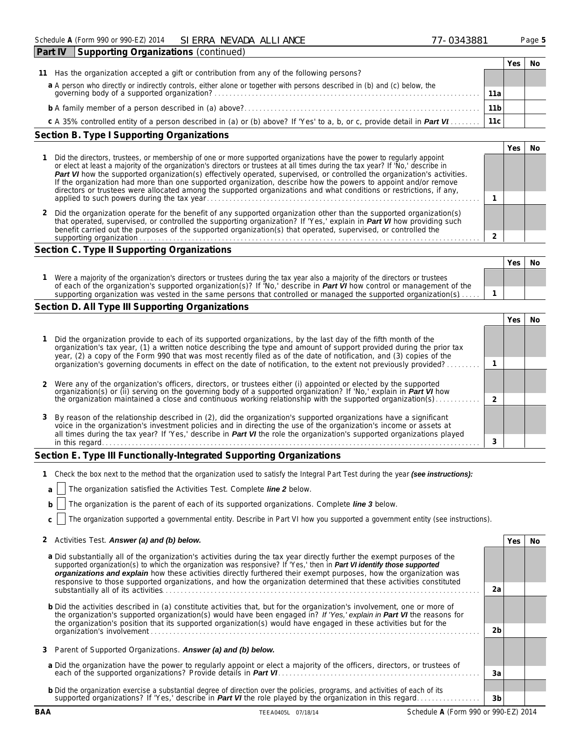Schedule A (Form 990 or 990-EZ) 2014 SIERRA NEVADA ALLIANCE 77-0343881

**Part IV Supporting Organizations** (continued)

| | | | Yes | No |
|---|---|---|---|---|
| 11 | Has the organization accepted a gift or contribution from any of the following persons? | | | |
| | **a** A person who directly or indirectly controls, either alone or together with persons described in (b) and (c) below, the governing body of a supported organization? | 11a | | |
| | **b** A family member of a person described in (a) above? | 11b | | |
| | **c** A 35% controlled entity of a person described in (a) or (b) above? If 'Yes' to a, b, or c, provide detail in ***Part VI*** | 11c | | |

## Section B. Type I Supporting Organizations

| | | | Yes | No |
|---|---|---|---|---|
| 1 | Did the directors, trustees, or membership of one or more supported organizations have the power to regularly appoint or elect at least a majority of the organization's directors or trustees at all times during the tax year? If 'No,' describe in ***Part VI*** how the supported organization(s) effectively operated, supervised, or controlled the organization's activities. If the organization had more than one supported organization, describe how the powers to appoint and/or remove directors or trustees were allocated among the supported organizations and what conditions or restrictions, if any, applied to such powers during the tax year | 1 | | |
| 2 | Did the organization operate for the benefit of any supported organization other than the supported organization(s) that operated, supervised, or controlled the supporting organization? If 'Yes,' explain in ***Part VI*** how providing such benefit carried out the purposes of the supported organization(s) that operated, supervised, or controlled the supporting organization | 2 | | |

## Section C. Type II Supporting Organizations

| | | | Yes | No |
|---|---|---|---|---|
| 1 | Were a majority of the organization's directors or trustees during the tax year also a majority of the directors or trustees of each of the organization's supported organization(s)? If 'No,' describe in ***Part VI*** how control or management of the supporting organization was vested in the same persons that controlled or managed the supported organization(s) | 1 | | |

## Section D. All Type III Supporting Organizations

| | | | Yes | No |
|---|---|---|---|---|
| 1 | Did the organization provide to each of its supported organizations, by the last day of the fifth month of the organization's tax year, (1) a written notice describing the type and amount of support provided during the prior tax year, (2) a copy of the Form 990 that was most recently filed as of the date of notification, and (3) copies of the organization's governing documents in effect on the date of notification, to the extent not previously provided? | 1 | | |
| 2 | Were any of the organization's officers, directors, or trustees either (i) appointed or elected by the supported organization(s) or (ii) serving on the governing body of a supported organization? If 'No,' explain in ***Part VI*** how the organization maintained a close and continuous working relationship with the supported organization(s) | 2 | | |
| 3 | By reason of the relationship described in (2), did the organization's supported organizations have a significant voice in the organization's investment policies and in directing the use of the organization's income or assets at all times during the tax year? If 'Yes,' describe in ***Part VI*** the role the organization's supported organizations played in this regard | 3 | | |

## Section E. Type III Functionally-Integrated Supporting Organizations

**1** Check the box next to the method that the organization used to satisfy the Integral Part Test during the year ***(see instructions):***

**a** ☐ The organization satisfied the Activities Test. Complete ***line 2*** below.

**b** ☐ The organization is the parent of each of its supported organizations. Complete ***line 3*** below.

**c** ☐ The organization supported a governmental entity. Describe in Part VI how you supported a government entity (see instructions).

| | | | Yes | No |
|---|---|---|---|---|
| 2 | Activities Test. ***Answer (a) and (b) below.*** | | | |
| | **a** Did substantially all of the organization's activities during the tax year directly further the exempt purposes of the supported organization(s) to which the organization was responsive? If 'Yes,' then in ***Part VI identify those supported organizations and explain*** how these activities directly furthered their exempt purposes, how the organization was responsive to those supported organizations, and how the organization determined that these activities constituted substantially all of its activities | 2a | | |
| | **b** Did the activities described in (a) constitute activities that, but for the organization's involvement, one or more of the organization's supported organization(s) would have been engaged in? *If 'Yes,' explain in **Part VI*** the reasons for the organization's position that its supported organization(s) would have engaged in these activities but for the organization's involvement | 2b | | |
| 3 | Parent of Supported Organizations. ***Answer (a) and (b) below.*** | | | |
| | **a** Did the organization have the power to regularly appoint or elect a majority of the officers, directors, or trustees of each of the supported organizations? Provide details in ***Part VI*** | 3a | | |
| | **b** Did the organization exercise a substantial degree of direction over the policies, programs, and activities of each of its supported organizations? If 'Yes,' describe in ***Part VI*** the role played by the organization in this regard | 3b | | |

BAA TEEA0405L 07/18/14 Schedule A (Form 990 or 990-EZ) 2014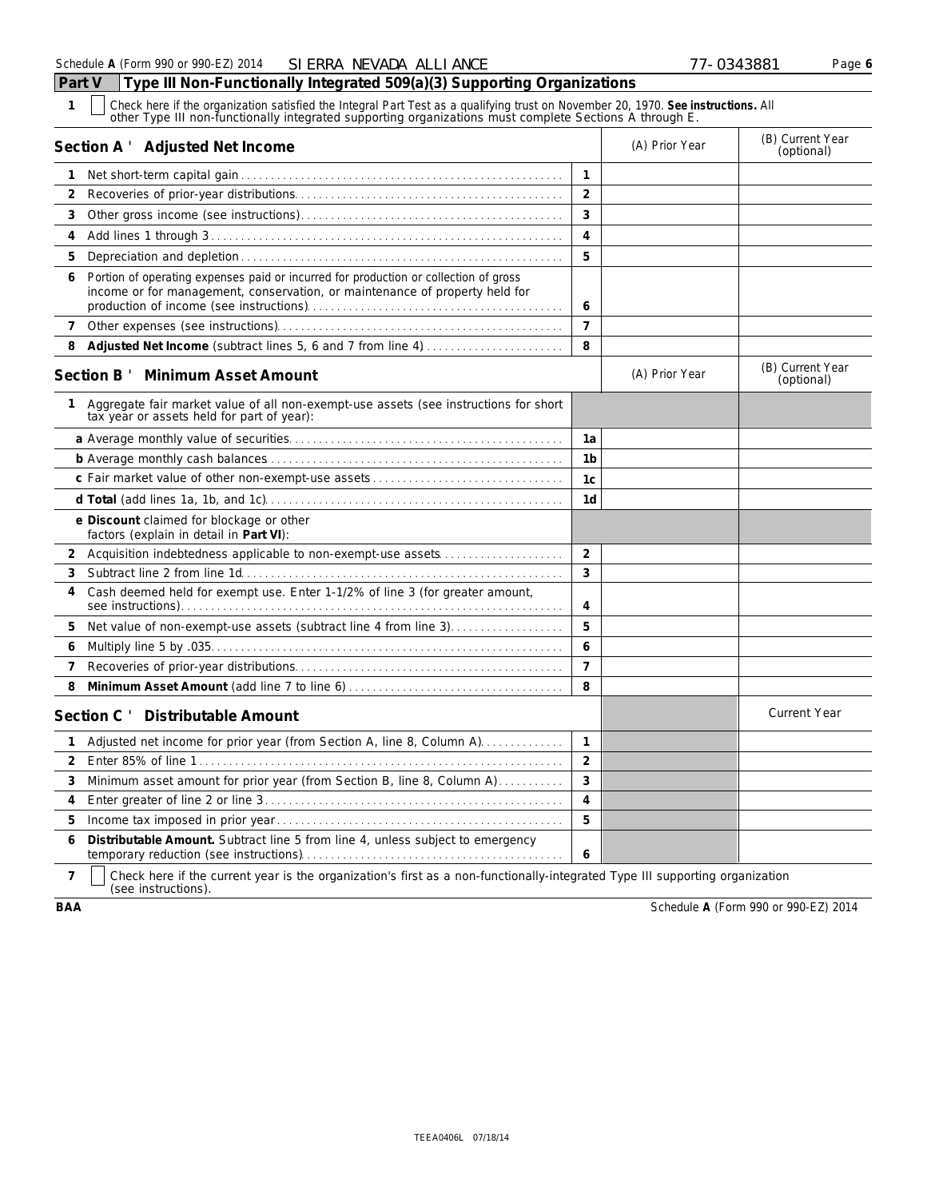Schedule **A** (Form 990 or 990-EZ) 2014 SIERRA NEVADA ALLIANCE 77-0343881

## Part V Type III Non-Functionally Integrated 509(a)(3) Supporting Organizations

**1** ☐ Check here if the organization satisfied the Integral Part Test as a qualifying trust on November 20, 1970. **See instructions.** All other Type III non-functionally integrated supporting organizations must complete Sections A through E.

| Section A ' Adjusted Net Income | | (A) Prior Year | (B) Current Year (optional) |
|---|---|---|---|
| **1** Net short-term capital gain | 1 | | |
| **2** Recoveries of prior-year distributions | 2 | | |
| **3** Other gross income (see instructions) | 3 | | |
| **4** Add lines 1 through 3 | 4 | | |
| **5** Depreciation and depletion | 5 | | |
| **6** Portion of operating expenses paid or incurred for production or collection of gross income or for management, conservation, or maintenance of property held for production of income (see instructions) | 6 | | |
| **7** Other expenses (see instructions) | 7 | | |
| **8** **Adjusted Net Income** (subtract lines 5, 6 and 7 from line 4) | 8 | | |

| Section B ' Minimum Asset Amount | | (A) Prior Year | (B) Current Year (optional) |
|---|---|---|---|
| **1** Aggregate fair market value of all non-exempt-use assets (see instructions for short tax year or assets held for part of year): | | | |
| **a** Average monthly value of securities | 1a | | |
| **b** Average monthly cash balances | 1b | | |
| **c** Fair market value of other non-exempt-use assets | 1c | | |
| **d Total** (add lines 1a, 1b, and 1c) | 1d | | |
| **e Discount** claimed for blockage or other factors (explain in detail in **Part VI**): | | | |
| **2** Acquisition indebtedness applicable to non-exempt-use assets | 2 | | |
| **3** Subtract line 2 from line 1d | 3 | | |
| **4** Cash deemed held for exempt use. Enter 1-1/2% of line 3 (for greater amount, see instructions) | 4 | | |
| **5** Net value of non-exempt-use assets (subtract line 4 from line 3) | 5 | | |
| **6** Multiply line 5 by .035 | 6 | | |
| **7** Recoveries of prior-year distributions | 7 | | |
| **8** **Minimum Asset Amount** (add line 7 to line 6) | 8 | | |

| Section C ' Distributable Amount | | | Current Year |
|---|---|---|---|
| **1** Adjusted net income for prior year (from Section A, line 8, Column A) | 1 | | |
| **2** Enter 85% of line 1 | 2 | | |
| **3** Minimum asset amount for prior year (from Section B, line 8, Column A) | 3 | | |
| **4** Enter greater of line 2 or line 3 | 4 | | |
| **5** Income tax imposed in prior year | 5 | | |
| **6** **Distributable Amount.** Subtract line 5 from line 4, unless subject to emergency temporary reduction (see instructions) | 6 | | |

**7** ☐ Check here if the current year is the organization's first as a non-functionally-integrated Type III supporting organization (see instructions).

**BAA** Schedule **A** (Form 990 or 990-EZ) 2014

TEEA0406L 07/18/14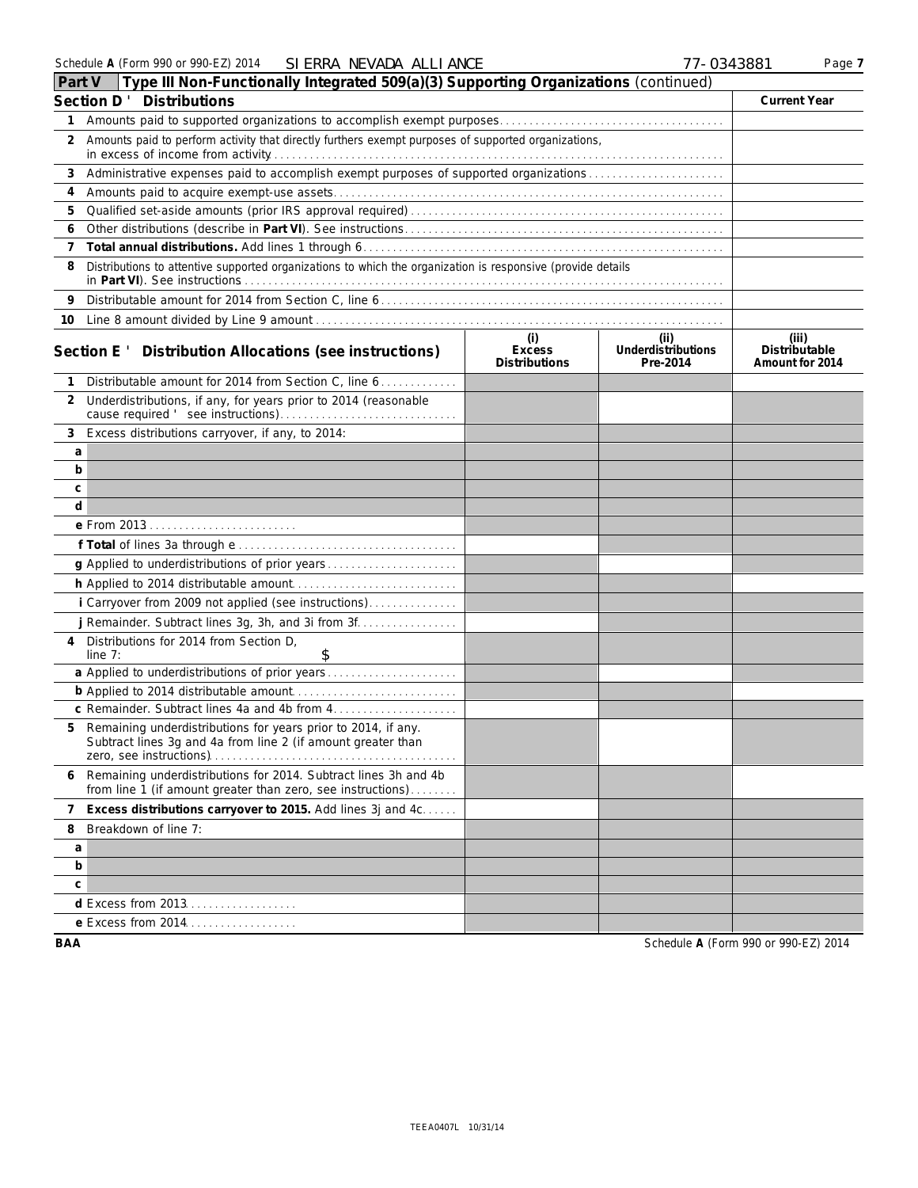Schedule A (Form 990 or 990-EZ) 2014 SIERRA NEVADA ALLIANCE 77-0343881

## Part V Type III Non-Functionally Integrated 509(a)(3) Supporting Organizations (continued)

### Section D ' Distributions

| | | Current Year |
|---|---|---|
| 1 | Amounts paid to supported organizations to accomplish exempt purposes | |
| 2 | Amounts paid to perform activity that directly furthers exempt purposes of supported organizations, in excess of income from activity | |
| 3 | Administrative expenses paid to accomplish exempt purposes of supported organizations | |
| 4 | Amounts paid to acquire exempt-use assets | |
| 5 | Qualified set-aside amounts (prior IRS approval required) | |
| 6 | Other distributions (describe in **Part VI**). See instructions | |
| 7 | **Total annual distributions.** Add lines 1 through 6 | |
| 8 | Distributions to attentive supported organizations to which the organization is responsive (provide details in **Part VI**). See instructions | |
| 9 | Distributable amount for 2014 from Section C, line 6 | |
| 10 | Line 8 amount divided by Line 9 amount | |

### Section E ' Distribution Allocations (see instructions)

| | (i) Excess Distributions | (ii) Underdistributions Pre-2014 | (iii) Distributable Amount for 2014 |
|---|---|---|---|
| 1 Distributable amount for 2014 from Section C, line 6 | | | |
| 2 Underdistributions, if any, for years prior to 2014 (reasonable cause required ' see instructions) | | | |
| 3 Excess distributions carryover, if any, to 2014: | | | |
| a | | | |
| b | | | |
| c | | | |
| d | | | |
| e From 2013 | | | |
| f **Total** of lines 3a through e | | | |
| g Applied to underdistributions of prior years | | | |
| h Applied to 2014 distributable amount | | | |
| i Carryover from 2009 not applied (see instructions) | | | |
| j Remainder. Subtract lines 3g, 3h, and 3i from 3f | | | |
| 4 Distributions for 2014 from Section D, line 7: $ | | | |
| a Applied to underdistributions of prior years | | | |
| b Applied to 2014 distributable amount | | | |
| c Remainder. Subtract lines 4a and 4b from 4 | | | |
| 5 Remaining underdistributions for years prior to 2014, if any. Subtract lines 3g and 4a from line 2 (if amount greater than zero, see instructions) | | | |
| 6 Remaining underdistributions for 2014. Subtract lines 3h and 4b from line 1 (if amount greater than zero, see instructions) | | | |
| 7 **Excess distributions carryover to 2015.** Add lines 3j and 4c | | | |
| 8 Breakdown of line 7: | | | |
| a | | | |
| b | | | |
| c | | | |
| d Excess from 2013 | | | |
| e Excess from 2014 | | | |

BAA Schedule A (Form 990 or 990-EZ) 2014

TEEA0407L 10/31/14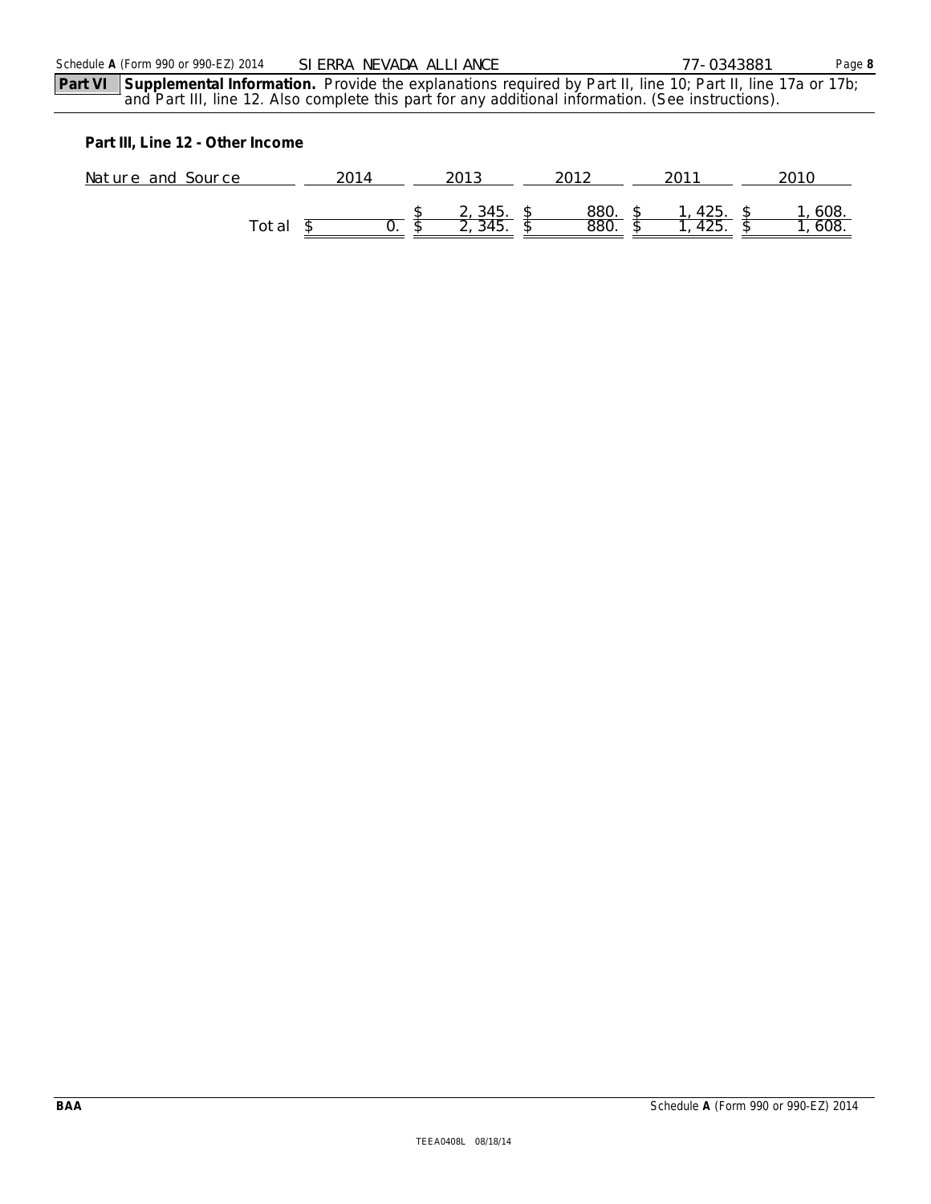Schedule **A** (Form 990 or 990-EZ) 2014 SIERRA NEVADA ALLIANCE 77-0343881

**Part VI** **Supplemental Information.** Provide the explanations required by Part II, line 10; Part II, line 17a or 17b; and Part III, line 12. Also complete this part for any additional information. (See instructions).

**Part III, Line 12 - Other Income**

| Nature and Source | 2014 | 2013 | 2012 | 2011 | 2010 |
|---|---|---|---|---|---|
| | | $ 2,345. | $ 880. | $ 1,425. | $ 1,608. |
| Total | $ 0. | $ 2,345. | $ 880. | $ 1,425. | $ 1,608. |

BAA

TEEA0408L 08/18/14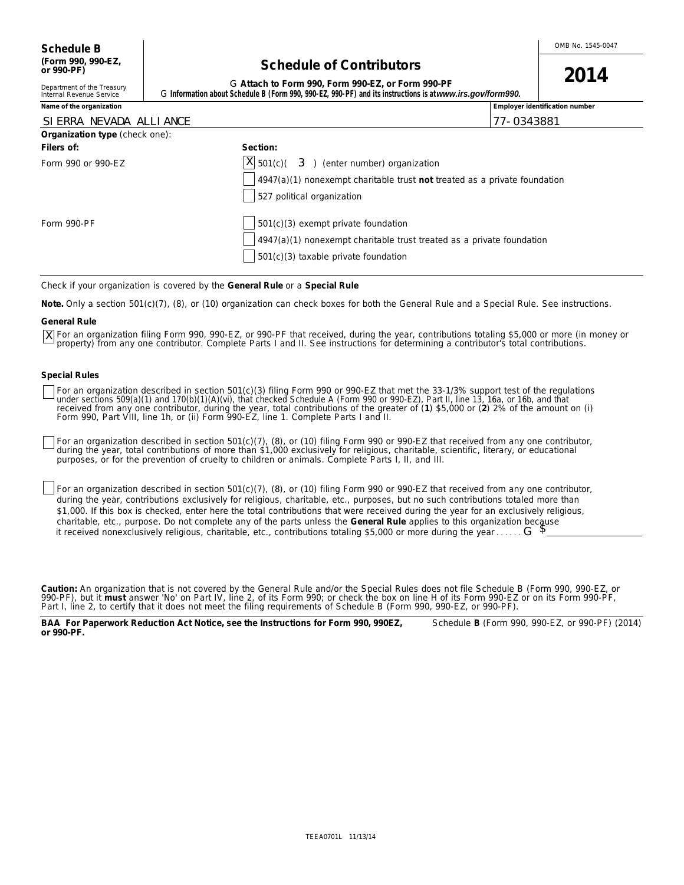**Schedule B**
**(Form 990, 990-EZ, or 990-PF)**

Department of the Treasury
Internal Revenue Service

# Schedule of Contributors

G **Attach to Form 990, Form 990-EZ, or Form 990-PF**
G **Information about Schedule B (Form 990, 990-EZ, 990-PF) and its instructions is at** ***www.irs.gov/form990.***

OMB No. 1545-0047

**2014**

| **Name of the organization** | **Employer identification number** |
|---|---|
| SIERRA NEVADA ALLIANCE | 77-0343881 |

**Organization type** (check one):

| **Filers of:** | **Section:** |
|---|---|
| Form 990 or 990-EZ | [X] 501(c)( 3 ) (enter number) organization |
| | [ ] 4947(a)(1) nonexempt charitable trust **not** treated as a private foundation |
| | [ ] 527 political organization |
| Form 990-PF | [ ] 501(c)(3) exempt private foundation |
| | [ ] 4947(a)(1) nonexempt charitable trust treated as a private foundation |
| | [ ] 501(c)(3) taxable private foundation |

Check if your organization is covered by the **General Rule** or a **Special Rule**

**Note.** Only a section 501(c)(7), (8), or (10) organization can check boxes for both the General Rule and a Special Rule. See instructions.

**General Rule**

[X] For an organization filing Form 990, 990-EZ, or 990-PF that received, during the year, contributions totaling $5,000 or more (in money or property) from any one contributor. Complete Parts I and II. See instructions for determining a contributor's total contributions.

**Special Rules**

[ ] For an organization described in section 501(c)(3) filing Form 990 or 990-EZ that met the 33-1/3% support test of the regulations under sections 509(a)(1) and 170(b)(1)(A)(vi), that checked Schedule A (Form 990 or 990-EZ), Part II, line 13, 16a, or 16b, and that received from any one contributor, during the year, total contributions of the greater of (**1**) $5,000 or (**2**) 2% of the amount on (i) Form 990, Part VIII, line 1h, or (ii) Form 990-EZ, line 1. Complete Parts I and II.

[ ] For an organization described in section 501(c)(7), (8), or (10) filing Form 990 or 990-EZ that received from any one contributor, during the year, total contributions of more than $1,000 exclusively for religious, charitable, scientific, literary, or educational purposes, or for the prevention of cruelty to children or animals. Complete Parts I, II, and III.

[ ] For an organization described in section 501(c)(7), (8), or (10) filing Form 990 or 990-EZ that received from any one contributor, during the year, contributions exclusively for religious, charitable, etc., purposes, but no such contributions totaled more than $1,000. If this box is checked, enter here the total contributions that were received during the year for an exclusively religious, charitable, etc., purpose. Do not complete any of the parts unless the **General Rule** applies to this organization because it received nonexclusively religious, charitable, etc., contributions totaling $5,000 or more during the year . . . . . . G $ ______________

**Caution:** An organization that is not covered by the General Rule and/or the Special Rules does not file Schedule B (Form 990, 990-EZ, or 990-PF), but it **must** answer 'No' on Part IV, line 2, of its Form 990; or check the box on line H of its Form 990-EZ or on its Form 990-PF, Part I, line 2, to certify that it does not meet the filing requirements of Schedule B (Form 990, 990-EZ, or 990-PF).

**BAA For Paperwork Reduction Act Notice, see the Instructions for Form 990, 990EZ, or 990-PF.** Schedule **B** (Form 990, 990-EZ, or 990-PF) (2014)

TEEA0701L 11/13/14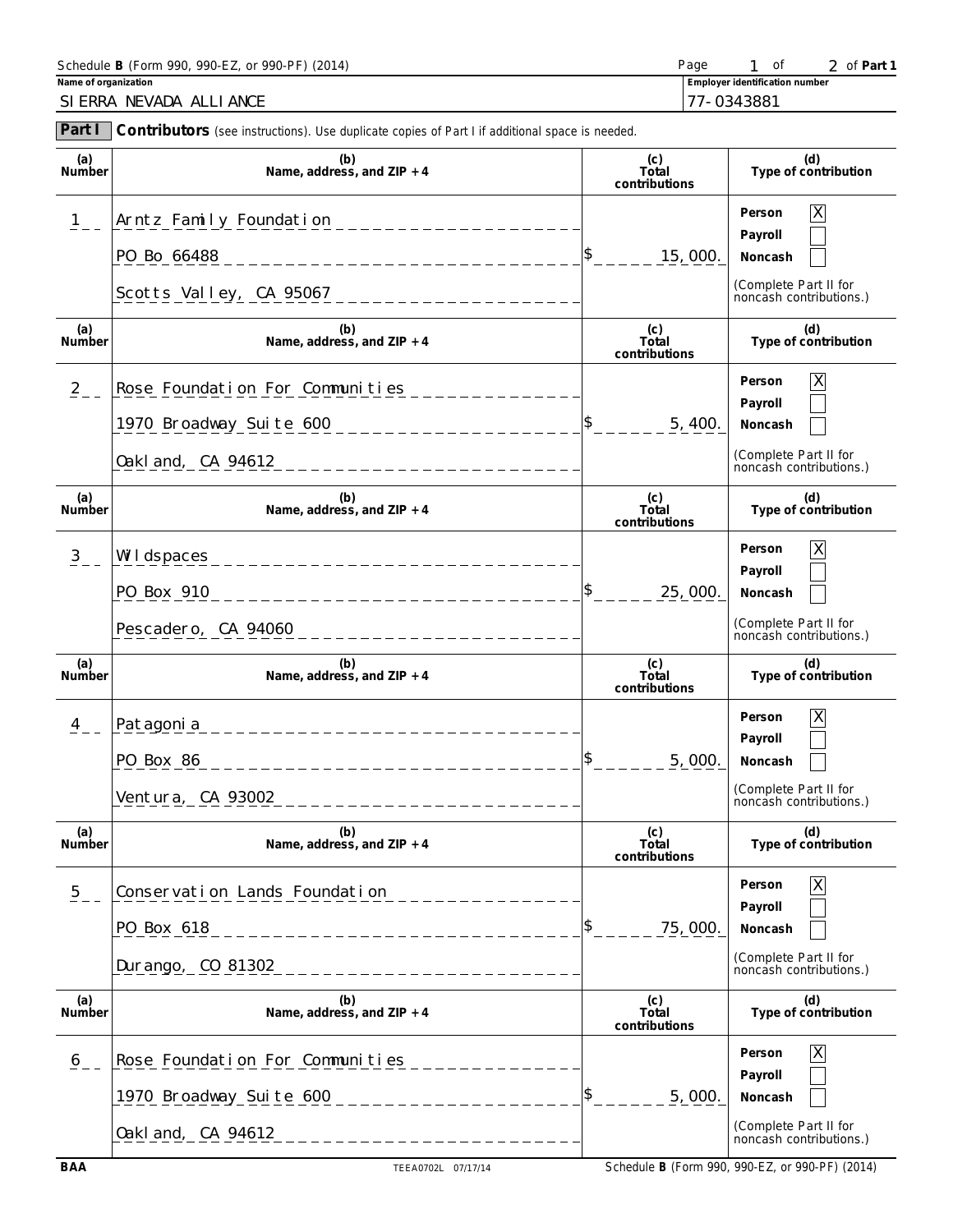Name of organization: SIERRA NEVADA ALLIANCE

Employer identification number: 77-0343881

**Part I** **Contributors** (see instructions). Use duplicate copies of Part I if additional space is needed.

| (a) Number | (b) Name, address, and ZIP + 4 | (c) Total contributions | (d) Type of contribution |
|---|---|---|---|
| 1 | Arntz Family Foundation<br>PO Bo 66488<br>Scotts Valley, CA 95067 | $ 15,000. | Person [X]<br>Payroll [ ]<br>Noncash [ ]<br>(Complete Part II for noncash contributions.) |
| 2 | Rose Foundation For Communities<br>1970 Broadway Suite 600<br>Oakland, CA 94612 | $ 5,400. | Person [X]<br>Payroll [ ]<br>Noncash [ ]<br>(Complete Part II for noncash contributions.) |
| 3 | Wildspaces<br>PO Box 910<br>Pescadero, CA 94060 | $ 25,000. | Person [X]<br>Payroll [ ]<br>Noncash [ ]<br>(Complete Part II for noncash contributions.) |
| 4 | Patagonia<br>PO Box 86<br>Ventura, CA 93002 | $ 5,000. | Person [X]<br>Payroll [ ]<br>Noncash [ ]<br>(Complete Part II for noncash contributions.) |
| 5 | Conservation Lands Foundation<br>PO Box 618<br>Durango, CO 81302 | $ 75,000. | Person [X]<br>Payroll [ ]<br>Noncash [ ]<br>(Complete Part II for noncash contributions.) |
| 6 | Rose Foundation For Communities<br>1970 Broadway Suite 600<br>Oakland, CA 94612 | $ 5,000. | Person [X]<br>Payroll [ ]<br>Noncash [ ]<br>(Complete Part II for noncash contributions.) |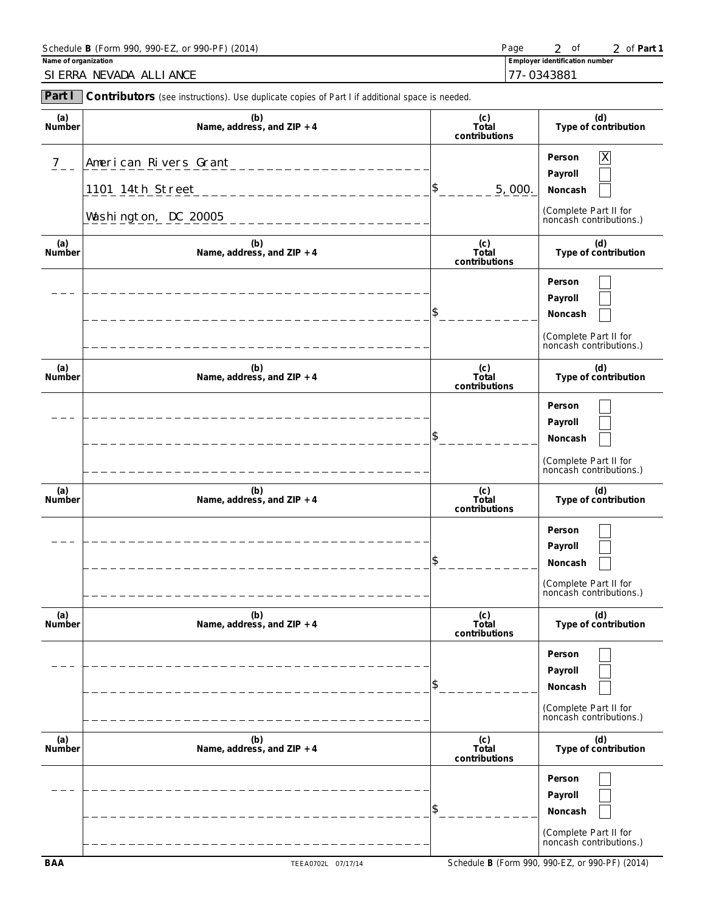Schedule **B** (Form 990, 990-EZ, or 990-PF) (2014)

**Name of organization**
SIERRA NEVADA ALLIANCE

**Employer identification number**
77-0343881

**Part I** **Contributors** (see instructions). Use duplicate copies of Part I if additional space is needed.

| (a) Number | (b) Name, address, and ZIP + 4 | (c) Total contributions | (d) Type of contribution |
|---|---|---|---|
| 7 | American Rivers Grant<br>1101 14th Street<br>Washington, DC 20005 | $ 5,000. | Person [X]<br>Payroll [ ]<br>Noncash [ ]<br>(Complete Part II for noncash contributions.) |
| | | $ | Person [ ]<br>Payroll [ ]<br>Noncash [ ]<br>(Complete Part II for noncash contributions.) |
| | | $ | Person [ ]<br>Payroll [ ]<br>Noncash [ ]<br>(Complete Part II for noncash contributions.) |
| | | $ | Person [ ]<br>Payroll [ ]<br>Noncash [ ]<br>(Complete Part II for noncash contributions.) |
| | | $ | Person [ ]<br>Payroll [ ]<br>Noncash [ ]<br>(Complete Part II for noncash contributions.) |
| | | $ | Person [ ]<br>Payroll [ ]<br>Noncash [ ]<br>(Complete Part II for noncash contributions.) |

BAA TEEA0702L 07/17/14 Schedule **B** (Form 990, 990-EZ, or 990-PF) (2014)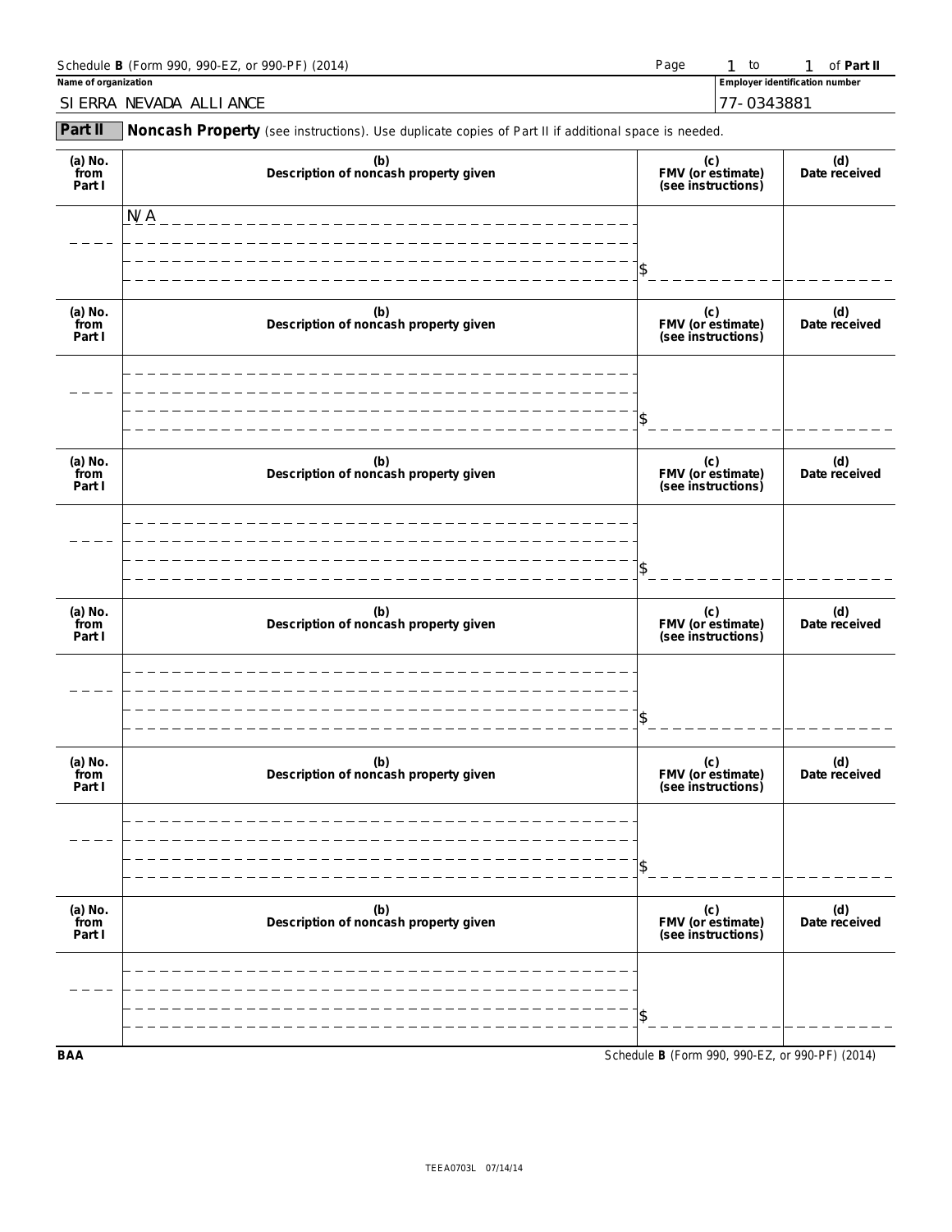Schedule **B** (Form 990, 990-EZ, or 990-PF) (2014) Page 1 to 1 of **Part II**

**Name of organization**

SIERRA NEVADA ALLIANCE

**Employer identification number**

77-0343881

## Part II Noncash Property (see instructions). Use duplicate copies of Part II if additional space is needed.

| (a) No. from Part I | (b) Description of noncash property given | (c) FMV (or estimate) (see instructions) | (d) Date received |
|---|---|---|---|
| | N/A | $ | |

| (a) No. from Part I | (b) Description of noncash property given | (c) FMV (or estimate) (see instructions) | (d) Date received |
|---|---|---|---|
| | | $ | |

| (a) No. from Part I | (b) Description of noncash property given | (c) FMV (or estimate) (see instructions) | (d) Date received |
|---|---|---|---|
| | | $ | |

| (a) No. from Part I | (b) Description of noncash property given | (c) FMV (or estimate) (see instructions) | (d) Date received |
|---|---|---|---|
| | | $ | |

| (a) No. from Part I | (b) Description of noncash property given | (c) FMV (or estimate) (see instructions) | (d) Date received |
|---|---|---|---|
| | | $ | |

| (a) No. from Part I | (b) Description of noncash property given | (c) FMV (or estimate) (see instructions) | (d) Date received |
|---|---|---|---|
| | | $ | |

BAA Schedule **B** (Form 990, 990-EZ, or 990-PF) (2014)

TEEA0703L 07/14/14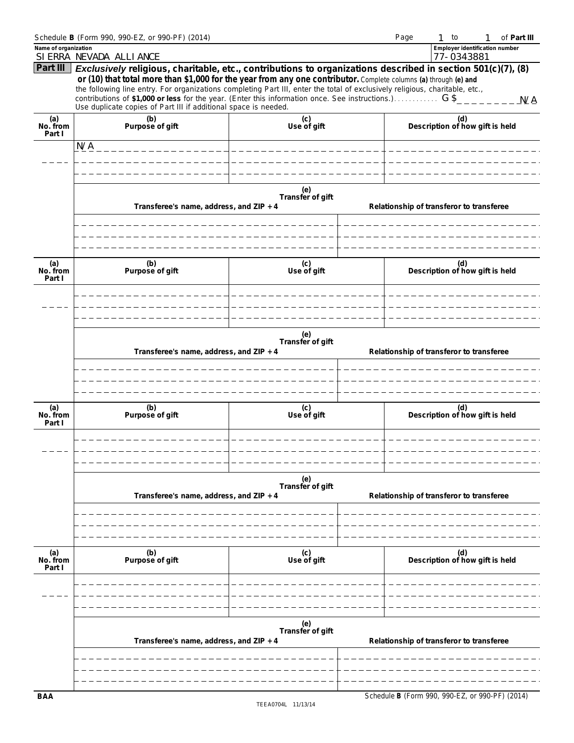Schedule **B** (Form 990, 990-EZ, or 990-PF) (2014) Page 1 to 1 of **Part III**

**Name of organization**
SIERRA NEVADA ALLIANCE

**Employer identification number**
77-0343881

## Part III — *Exclusively* religious, charitable, etc., contributions to organizations described in section 501(c)(7), (8) or (10) that total more than $1,000 for the year from any one contributor.

Complete columns **(a)** through **(e)** and the following line entry. For organizations completing Part III, enter the total of exclusively religious, charitable, etc., contributions of **$1,000 or less** for the year. (Enter this information once. See instructions.) . . . . . . . . . . . $ N/A

Use duplicate copies of Part III if additional space is needed.

| (a) No. from Part I | (b) Purpose of gift | (c) Use of gift | (d) Description of how gift is held |
|---|---|---|---|
| | N/A | | |

| (e) Transfer of gift | |
|---|---|
| Transferee's name, address, and ZIP + 4 | Relationship of transferor to transferee |
| | |

| (a) No. from Part I | (b) Purpose of gift | (c) Use of gift | (d) Description of how gift is held |
|---|---|---|---|
| | | | |

| (e) Transfer of gift | |
|---|---|
| Transferee's name, address, and ZIP + 4 | Relationship of transferor to transferee |
| | |

| (a) No. from Part I | (b) Purpose of gift | (c) Use of gift | (d) Description of how gift is held |
|---|---|---|---|
| | | | |

| (e) Transfer of gift | |
|---|---|
| Transferee's name, address, and ZIP + 4 | Relationship of transferor to transferee |
| | |

| (a) No. from Part I | (b) Purpose of gift | (c) Use of gift | (d) Description of how gift is held |
|---|---|---|---|
| | | | |

| (e) Transfer of gift | |
|---|---|
| Transferee's name, address, and ZIP + 4 | Relationship of transferor to transferee |
| | |

BAA Schedule **B** (Form 990, 990-EZ, or 990-PF) (2014)

TEEA0704L 11/13/14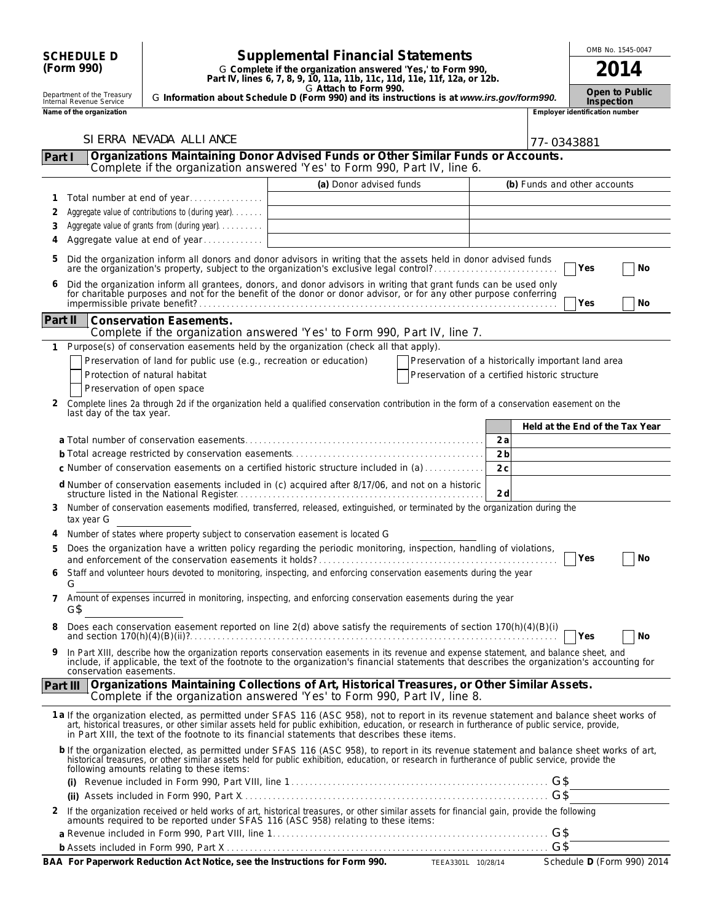**SCHEDULE D (Form 990)**

Department of the Treasury
Internal Revenue Service

# Supplemental Financial Statements

▶ **Complete if the organization answered 'Yes,' to Form 990, Part IV, lines 6, 7, 8, 9, 10, 11a, 11b, 11c, 11d, 11e, 11f, 12a, or 12b.**
▶ **Attach to Form 990.**
▶ **Information about Schedule D (Form 990) and its instructions is at *www.irs.gov/form990.***

OMB No. 1545-0047

**2014**

**Open to Public Inspection**

**Name of the organization**: SIERRA NEVADA ALLIANCE

**Employer identification number**: 77-0343881

## Part I — Organizations Maintaining Donor Advised Funds or Other Similar Funds or Accounts.

Complete if the organization answered 'Yes' to Form 990, Part IV, line 6.

| | | (a) Donor advised funds | (b) Funds and other accounts |
|---|---|---|---|
| 1 | Total number at end of year | | |
| 2 | Aggregate value of contributions to (during year) | | |
| 3 | Aggregate value of grants from (during year) | | |
| 4 | Aggregate value at end of year | | |

5 Did the organization inform all donors and donor advisors in writing that the assets held in donor advised funds are the organization's property, subject to the organization's exclusive legal control? ☐ Yes ☐ No

6 Did the organization inform all grantees, donors, and donor advisors in writing that grant funds can be used only for charitable purposes and not for the benefit of the donor or donor advisor, or for any other purpose conferring impermissible private benefit? ☐ Yes ☐ No

## Part II — Conservation Easements.

Complete if the organization answered 'Yes' to Form 990, Part IV, line 7.

1 Purpose(s) of conservation easements held by the organization (check all that apply).

- ☐ Preservation of land for public use (e.g., recreation or education)
- ☐ Protection of natural habitat
- ☐ Preservation of open space
- ☐ Preservation of a historically important land area
- ☐ Preservation of a certified historic structure

2 Complete lines 2a through 2d if the organization held a qualified conservation contribution in the form of a conservation easement on the last day of the tax year.

| | | Held at the End of the Tax Year |
|---|---|---|
| **a** Total number of conservation easements | 2a | |
| **b** Total acreage restricted by conservation easements | 2b | |
| **c** Number of conservation easements on a certified historic structure included in (a) | 2c | |
| **d** Number of conservation easements included in (c) acquired after 8/17/06, and not on a historic structure listed in the National Register | 2d | |

3 Number of conservation easements modified, transferred, released, extinguished, or terminated by the organization during the tax year ▶

4 Number of states where property subject to conservation easement is located ▶

5 Does the organization have a written policy regarding the periodic monitoring, inspection, handling of violations, and enforcement of the conservation easements it holds? ☐ Yes ☐ No

6 Staff and volunteer hours devoted to monitoring, inspecting, and enforcing conservation easements during the year ▶

7 Amount of expenses incurred in monitoring, inspecting, and enforcing conservation easements during the year ▶$

8 Does each conservation easement reported on line 2(d) above satisfy the requirements of section 170(h)(4)(B)(i) and section 170(h)(4)(B)(ii)? ☐ Yes ☐ No

9 In Part XIII, describe how the organization reports conservation easements in its revenue and expense statement, and balance sheet, and include, if applicable, the text of the footnote to the organization's financial statements that describes the organization's accounting for conservation easements.

## Part III — Organizations Maintaining Collections of Art, Historical Treasures, or Other Similar Assets.

Complete if the organization answered 'Yes' to Form 990, Part IV, line 8.

1a If the organization elected, as permitted under SFAS 116 (ASC 958), not to report in its revenue statement and balance sheet works of art, historical treasures, or other similar assets held for public exhibition, education, or research in furtherance of public service, provide, in Part XIII, the text of the footnote to its financial statements that describes these items.

**b** If the organization elected, as permitted under SFAS 116 (ASC 958), to report in its revenue statement and balance sheet works of art, historical treasures, or other similar assets held for public exhibition, education, or research in furtherance of public service, provide the following amounts relating to these items:

(i) Revenue included in Form 990, Part VIII, line 1 ▶$

(ii) Assets included in Form 990, Part X ▶$

2 If the organization received or held works of art, historical treasures, or other similar assets for financial gain, provide the following amounts required to be reported under SFAS 116 (ASC 958) relating to these items:

**a** Revenue included in Form 990, Part VIII, line 1 ▶$

**b** Assets included in Form 990, Part X ▶$

**BAA For Paperwork Reduction Act Notice, see the Instructions for Form 990.** TEEA3301L 10/28/14 Schedule **D** (Form 990) 2014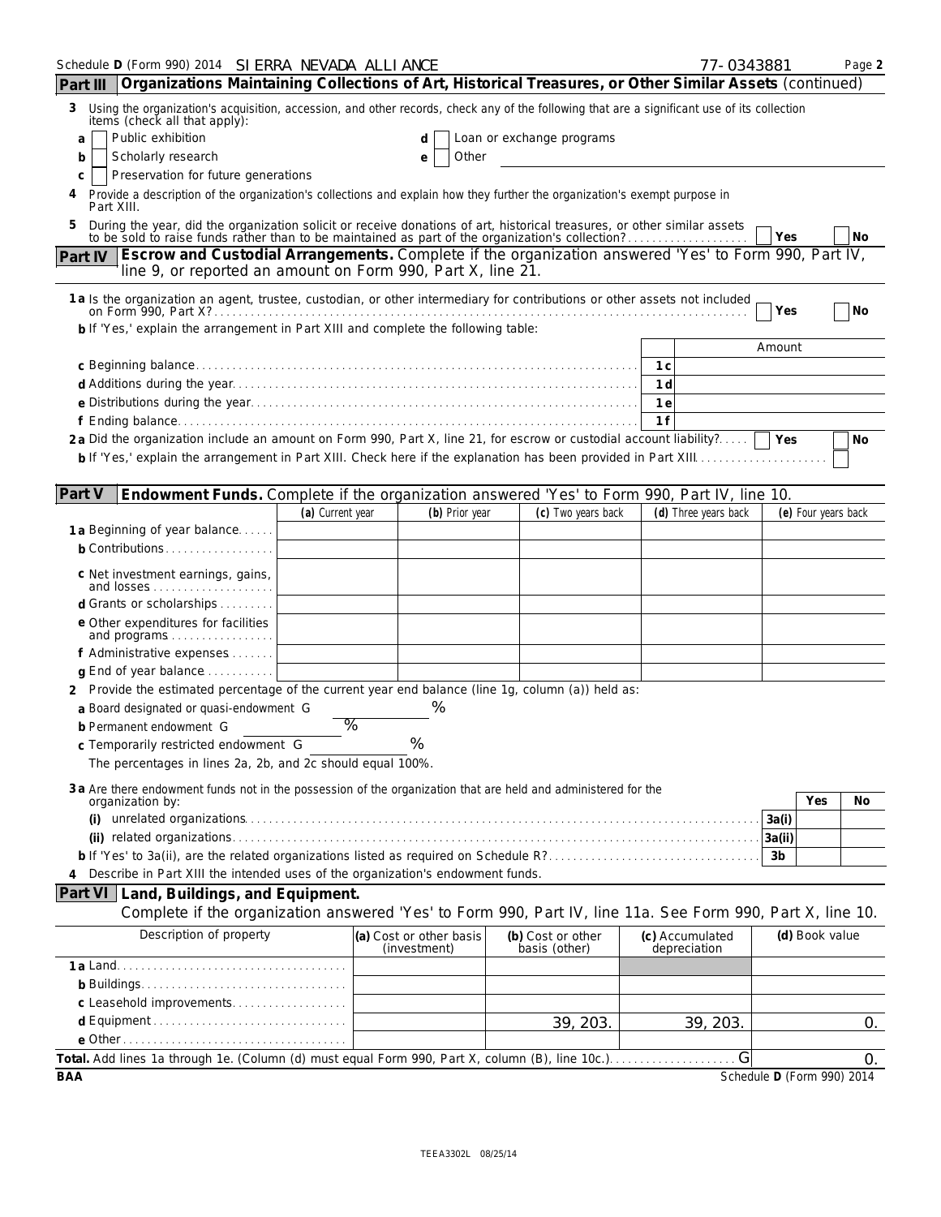Schedule D (Form 990) 2014 SIERRA NEVADA ALLIANCE 77-0343881

## Part III Organizations Maintaining Collections of Art, Historical Treasures, or Other Similar Assets (continued)

3 Using the organization's acquisition, accession, and other records, check any of the following that are a significant use of its collection items (check all that apply):

a [ ] Public exhibition
b [ ] Scholarly research
c [ ] Preservation for future generations
d [ ] Loan or exchange programs
e [ ] Other

4 Provide a description of the organization's collections and explain how they further the organization's exempt purpose in Part XIII.

5 During the year, did the organization solicit or receive donations of art, historical treasures, or other similar assets to be sold to raise funds rather than to be maintained as part of the organization's collection? [ ] Yes [ ] No

## Part IV Escrow and Custodial Arrangements. Complete if the organization answered 'Yes' to Form 990, Part IV, line 9, or reported an amount on Form 990, Part X, line 21.

1a Is the organization an agent, trustee, custodian, or other intermediary for contributions or other assets not included on Form 990, Part X? [ ] Yes [ ] No

b If 'Yes,' explain the arrangement in Part XIII and complete the following table:

| | | Amount |
|---|---|---|
| c Beginning balance | 1c | |
| d Additions during the year | 1d | |
| e Distributions during the year | 1e | |
| f Ending balance | 1f | |

2a Did the organization include an amount on Form 990, Part X, line 21, for escrow or custodial account liability? [ ] Yes [ ] No

b If 'Yes,' explain the arrangement in Part XIII. Check here if the explanation has been provided in Part XIII [ ]

## Part V Endowment Funds. Complete if the organization answered 'Yes' to Form 990, Part IV, line 10.

| | (a) Current year | (b) Prior year | (c) Two years back | (d) Three years back | (e) Four years back |
|---|---|---|---|---|---|
| 1a Beginning of year balance | | | | | |
| b Contributions | | | | | |
| c Net investment earnings, gains, and losses | | | | | |
| d Grants or scholarships | | | | | |
| e Other expenditures for facilities and programs | | | | | |
| f Administrative expenses | | | | | |
| g End of year balance | | | | | |

2 Provide the estimated percentage of the current year end balance (line 1g, column (a)) held as:

a Board designated or quasi-endowment ______ %

b Permanent endowment ______ %

c Temporarily restricted endowment ______ %

The percentages in lines 2a, 2b, and 2c should equal 100%.

3a Are there endowment funds not in the possession of the organization that are held and administered for the organization by:

| | | Yes | No |
|---|---|---|---|
| (i) unrelated organizations | 3a(i) | | |
| (ii) related organizations | 3a(ii) | | |
| b If 'Yes' to 3a(ii), are the related organizations listed as required on Schedule R? | 3b | | |

4 Describe in Part XIII the intended uses of the organization's endowment funds.

## Part VI Land, Buildings, and Equipment.

Complete if the organization answered 'Yes' to Form 990, Part IV, line 11a. See Form 990, Part X, line 10.

| Description of property | (a) Cost or other basis (investment) | (b) Cost or other basis (other) | (c) Accumulated depreciation | (d) Book value |
|---|---|---|---|---|
| 1a Land | | | | |
| b Buildings | | | | |
| c Leasehold improvements | | | | |
| d Equipment | | 39,203. | 39,203. | 0. |
| e Other | | | | |

Total. Add lines 1a through 1e. (Column (d) must equal Form 990, Part X, column (B), line 10c.) 0.

BAA Schedule D (Form 990) 2014

TEEA3302L 08/25/14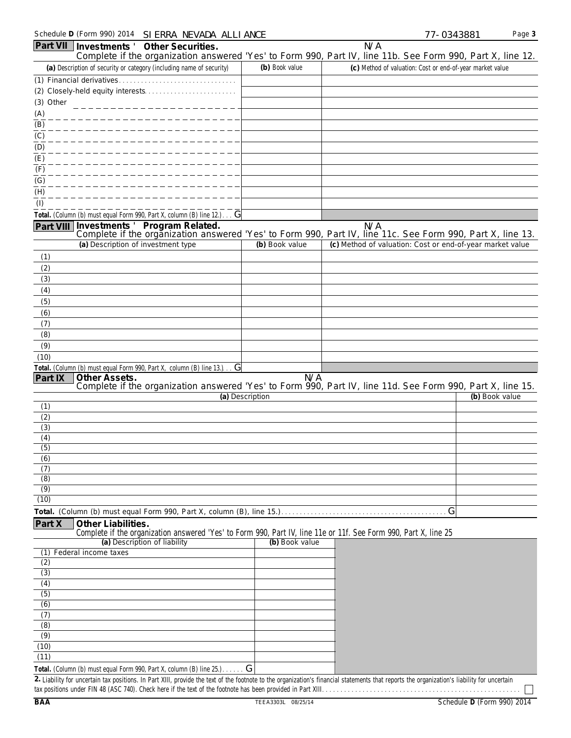Schedule D (Form 990) 2014 SIERRA NEVADA ALLIANCE 77-0343881

## Part VII Investments ' Other Securities.

N/A

Complete if the organization answered 'Yes' to Form 990, Part IV, line 11b. See Form 990, Part X, line 12.

| (a) Description of security or category (including name of security) | (b) Book value | (c) Method of valuation: Cost or end-of-year market value |
|---|---|---|
| (1) Financial derivatives | | |
| (2) Closely-held equity interests | | |
| (3) Other | | |
| (A) | | |
| (B) | | |
| (C) | | |
| (D) | | |
| (E) | | |
| (F) | | |
| (G) | | |
| (H) | | |
| (I) | | |
| Total. (Column (b) must equal Form 990, Part X, column (B) line 12.) G | | |

## Part VIII Investments ' Program Related.

N/A

Complete if the organization answered 'Yes' to Form 990, Part IV, line 11c. See Form 990, Part X, line 13.

| (a) Description of investment type | (b) Book value | (c) Method of valuation: Cost or end-of-year market value |
|---|---|---|
| (1) | | |
| (2) | | |
| (3) | | |
| (4) | | |
| (5) | | |
| (6) | | |
| (7) | | |
| (8) | | |
| (9) | | |
| (10) | | |
| Total. (Column (b) must equal Form 990, Part X, column (B) line 13.) G | | |

## Part IX Other Assets.

N/A

Complete if the organization answered 'Yes' to Form 990, Part IV, line 11d. See Form 990, Part X, line 15.

| (a) Description | (b) Book value |
|---|---|
| (1) | |
| (2) | |
| (3) | |
| (4) | |
| (5) | |
| (6) | |
| (7) | |
| (8) | |
| (9) | |
| (10) | |
| Total. (Column (b) must equal Form 990, Part X, column (B), line 15.) G | |

## Part X Other Liabilities.

Complete if the organization answered 'Yes' to Form 990, Part IV, line 11e or 11f. See Form 990, Part X, line 25

| (a) Description of liability | (b) Book value |
|---|---|
| (1) Federal income taxes | |
| (2) | |
| (3) | |
| (4) | |
| (5) | |
| (6) | |
| (7) | |
| (8) | |
| (9) | |
| (10) | |
| (11) | |
| Total. (Column (b) must equal Form 990, Part X, column (B) line 25.) G | |

**2.** Liability for uncertain tax positions. In Part XIII, provide the text of the footnote to the organization's financial statements that reports the organization's liability for uncertain tax positions under FIN 48 (ASC 740). Check here if the text of the footnote has been provided in Part XIII. ☐

BAA TEEA3303L 08/25/14 Schedule D (Form 990) 2014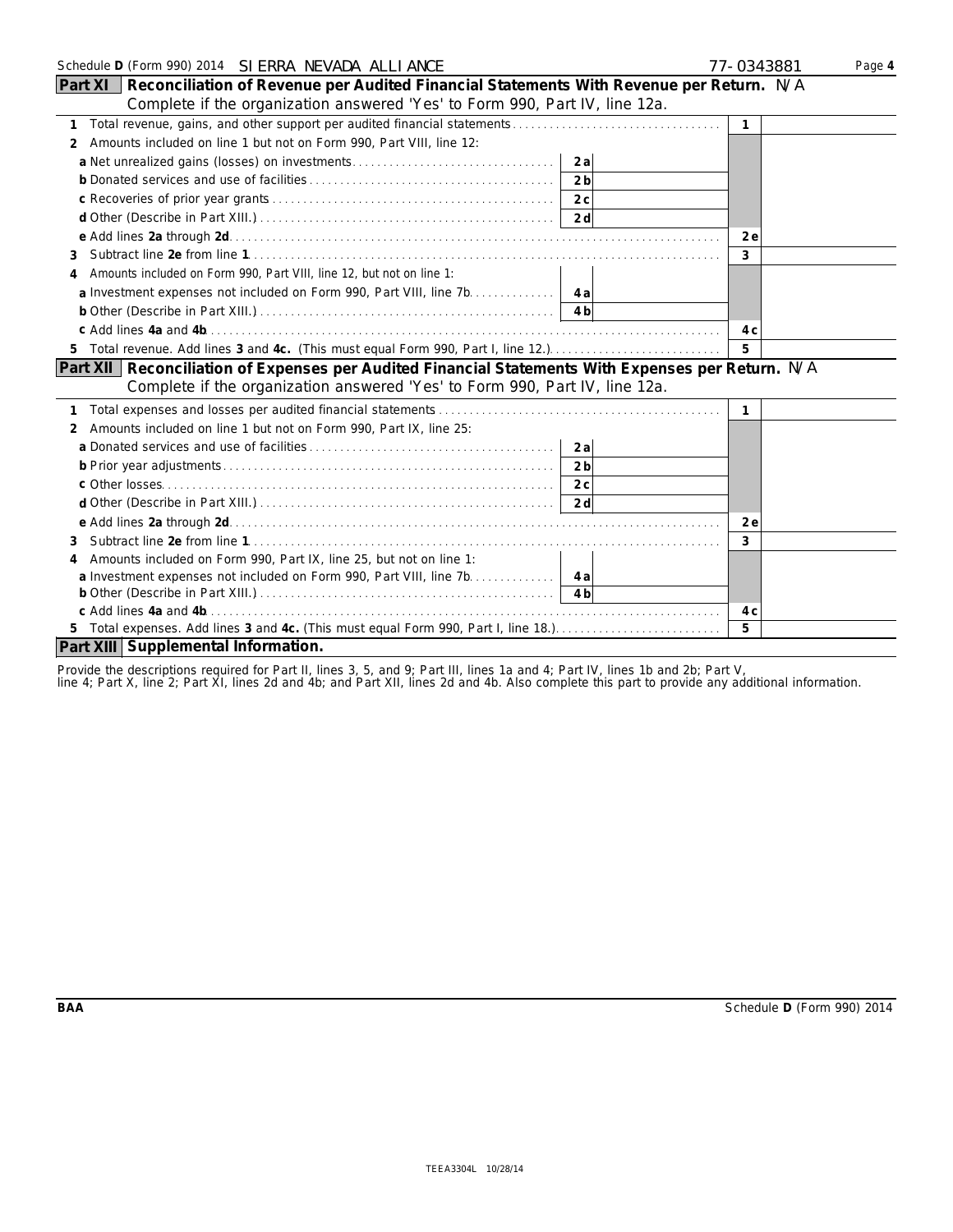Schedule **D** (Form 990) 2014 SIERRA NEVADA ALLIANCE 77-0343881

## Part XI Reconciliation of Revenue per Audited Financial Statements With Revenue per Return. N/A

Complete if the organization answered 'Yes' to Form 990, Part IV, line 12a.

| | | | | |
|---|---|---|---|---|
| **1** Total revenue, gains, and other support per audited financial statements | | | 1 | |
| **2** Amounts included on line 1 but not on Form 990, Part VIII, line 12: | | | | |
| **a** Net unrealized gains (losses) on investments | 2a | | | |
| **b** Donated services and use of facilities | 2b | | | |
| **c** Recoveries of prior year grants | 2c | | | |
| **d** Other (Describe in Part XIII.) | 2d | | | |
| **e** Add lines **2a** through **2d** | | | 2e | |
| **3** Subtract line **2e** from line **1** | | | 3 | |
| **4** Amounts included on Form 990, Part VIII, line 12, but not on line 1: | | | | |
| **a** Investment expenses not included on Form 990, Part VIII, line 7b | 4a | | | |
| **b** Other (Describe in Part XIII.) | 4b | | | |
| **c** Add lines **4a** and **4b** | | | 4c | |
| **5** Total revenue. Add lines **3** and **4c.** (This must equal Form 990, Part I, line 12.) | | | 5 | |

## Part XII Reconciliation of Expenses per Audited Financial Statements With Expenses per Return. N/A

Complete if the organization answered 'Yes' to Form 990, Part IV, line 12a.

| | | | | |
|---|---|---|---|---|
| **1** Total expenses and losses per audited financial statements | | | 1 | |
| **2** Amounts included on line 1 but not on Form 990, Part IX, line 25: | | | | |
| **a** Donated services and use of facilities | 2a | | | |
| **b** Prior year adjustments | 2b | | | |
| **c** Other losses | 2c | | | |
| **d** Other (Describe in Part XIII.) | 2d | | | |
| **e** Add lines **2a** through **2d** | | | 2e | |
| **3** Subtract line **2e** from line **1** | | | 3 | |
| **4** Amounts included on Form 990, Part IX, line 25, but not on line 1: | | | | |
| **a** Investment expenses not included on Form 990, Part VIII, line 7b | 4a | | | |
| **b** Other (Describe in Part XIII.) | 4b | | | |
| **c** Add lines **4a** and **4b** | | | 4c | |
| **5** Total expenses. Add lines **3** and **4c.** (This must equal Form 990, Part I, line 18.) | | | 5 | |

## Part XIII Supplemental Information.

Provide the descriptions required for Part II, lines 3, 5, and 9; Part III, lines 1a and 4; Part IV, lines 1b and 2b; Part V, line 4; Part X, line 2; Part XI, lines 2d and 4b; and Part XII, lines 2d and 4b. Also complete this part to provide any additional information.

BAA Schedule **D** (Form 990) 2014

TEEA3304L 10/28/14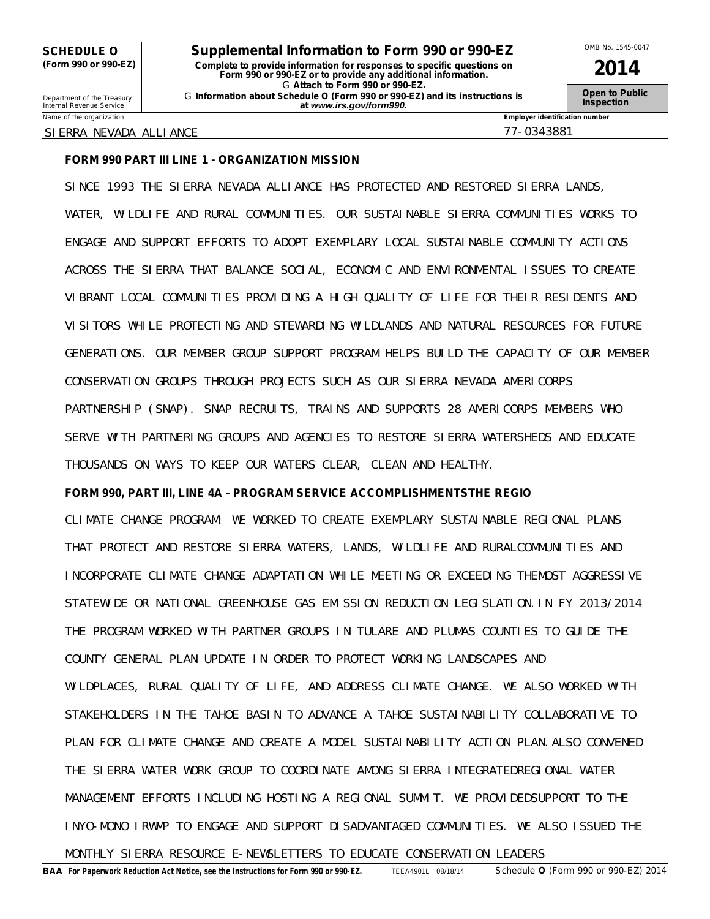**SCHEDULE O (Form 990 or 990-EZ)**

Department of the Treasury
Internal Revenue Service

# Supplemental Information to Form 990 or 990-EZ

**Complete to provide information for responses to specific questions on Form 990 or 990-EZ or to provide any additional information.**

▶ **Attach to Form 990 or 990-EZ.**

▶ **Information about Schedule O (Form 990 or 990-EZ) and its instructions is at *www.irs.gov/form990.***

OMB No. 1545-0047

**2014**

**Open to Public Inspection**

| Name of the organization | Employer identification number |
|---|---|
| SIERRA NEVADA ALLIANCE | 77-0343881 |

**FORM 990 PART III LINE 1 - ORGANIZATION MISSION**

SINCE 1993 THE SIERRA NEVADA ALLIANCE HAS PROTECTED AND RESTORED SIERRA LANDS, WATER, WILDLIFE AND RURAL COMMUNITIES. OUR SUSTAINABLE SIERRA COMMUNITIES WORKS TO ENGAGE AND SUPPORT EFFORTS TO ADOPT EXEMPLARY LOCAL SUSTAINABLE COMMUNITY ACTIONS ACROSS THE SIERRA THAT BALANCE SOCIAL, ECONOMIC AND ENVIRONMENTAL ISSUES TO CREATE VIBRANT LOCAL COMMUNITIES PROVIDING A HIGH QUALITY OF LIFE FOR THEIR RESIDENTS AND VISITORS WHILE PROTECTING AND STEWARDING WILDLANDS AND NATURAL RESOURCES FOR FUTURE GENERATIONS. OUR MEMBER GROUP SUPPORT PROGRAM HELPS BUILD THE CAPACITY OF OUR MEMBER CONSERVATION GROUPS THROUGH PROJECTS SUCH AS OUR SIERRA NEVADA AMERICORPS PARTNERSHIP (SNAP). SNAP RECRUITS, TRAINS AND SUPPORTS 28 AMERICORPS MEMBERS WHO SERVE WITH PARTNERING GROUPS AND AGENCIES TO RESTORE SIERRA WATERSHEDS AND EDUCATE THOUSANDS ON WAYS TO KEEP OUR WATERS CLEAR, CLEAN AND HEALTHY.

**FORM 990, PART III, LINE 4A - PROGRAM SERVICE ACCOMPLISHMENTSTHE REGIO**

CLIMATE CHANGE PROGRAM: WE WORKED TO CREATE EXEMPLARY SUSTAINABLE REGIONAL PLANS THAT PROTECT AND RESTORE SIERRA WATERS, LANDS, WILDLIFE AND RURALCOMMUNITIES AND INCORPORATE CLIMATE CHANGE ADAPTATION WHILE MEETING OR EXCEEDING THEMOST AGGRESSIVE STATEWIDE OR NATIONAL GREENHOUSE GAS EMISSION REDUCTION LEGISLATION.IN FY 2013/2014 THE PROGRAM WORKED WITH PARTNER GROUPS IN TULARE AND PLUMAS COUNTIES TO GUIDE THE COUNTY GENERAL PLAN UPDATE IN ORDER TO PROTECT WORKING LANDSCAPES AND WILDPLACES, RURAL QUALITY OF LIFE, AND ADDRESS CLIMATE CHANGE. WE ALSO WORKED WITH STAKEHOLDERS IN THE TAHOE BASIN TO ADVANCE A TAHOE SUSTAINABILITY COLLABORATIVE TO PLAN FOR CLIMATE CHANGE AND CREATE A MODEL SUSTAINABILITY ACTION PLAN.ALSO CONVENED THE SIERRA WATER WORK GROUP TO COORDINATE AMONG SIERRA INTEGRATEDREGIONAL WATER MANAGEMENT EFFORTS INCLUDING HOSTING A REGIONAL SUMMIT. WE PROVIDEDSUPPORT TO THE INYO-MONO IRWMP TO ENGAGE AND SUPPORT DISADVANTAGED COMMUNITIES. WE ALSO ISSUED THE MONTHLY SIERRA RESOURCE E-NEWSLETTERS TO EDUCATE CONSERVATION LEADERS

**BAA For Paperwork Reduction Act Notice, see the Instructions for Form 990 or 990-EZ.** TEEA4901L 08/18/14 Schedule **O** (Form 990 or 990-EZ) 2014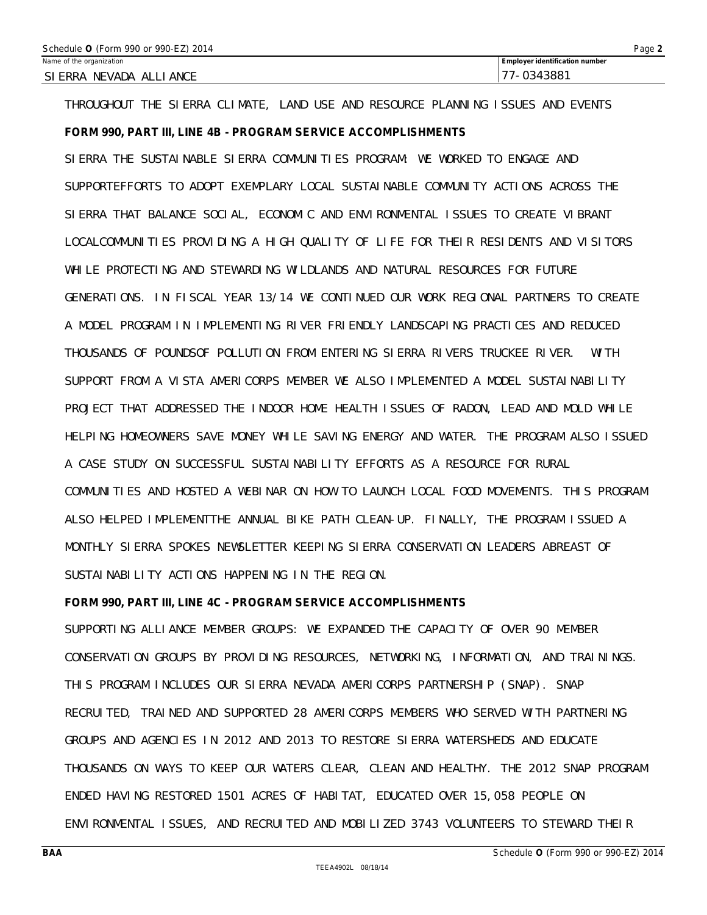Name of the organization: SIERRA NEVADA ALLIANCE

Employer identification number: 77-0343881

THROUGHOUT THE SIERRA CLIMATE, LAND USE AND RESOURCE PLANNING ISSUES AND EVENTS

**FORM 990, PART III, LINE 4B - PROGRAM SERVICE ACCOMPLISHMENTS**

SIERRA THE SUSTAINABLE SIERRA COMMUNITIES PROGRAM: WE WORKED TO ENGAGE AND SUPPORTEFFORTS TO ADOPT EXEMPLARY LOCAL SUSTAINABLE COMMUNITY ACTIONS ACROSS THE SIERRA THAT BALANCE SOCIAL, ECONOMIC AND ENVIRONMENTAL ISSUES TO CREATE VIBRANT LOCALCOMMUNITIES PROVIDING A HIGH QUALITY OF LIFE FOR THEIR RESIDENTS AND VISITORS WHILE PROTECTING AND STEWARDING WILDLANDS AND NATURAL RESOURCES FOR FUTURE GENERATIONS. IN FISCAL YEAR 13/14 WE CONTINUED OUR WORK REGIONAL PARTNERS TO CREATE A MODEL PROGRAM IN IMPLEMENTING RIVER FRIENDLY LANDSCAPING PRACTICES AND REDUCED THOUSANDS OF POUNDSOF POLLUTION FROM ENTERING SIERRA RIVERS TRUCKEE RIVER. WITH SUPPORT FROM A VISTA AMERICORPS MEMBER WE ALSO IMPLEMENTED A MODEL SUSTAINABILITY PROJECT THAT ADDRESSED THE INDOOR HOME HEALTH ISSUES OF RADON, LEAD AND MOLD WHILE HELPING HOMEOWNERS SAVE MONEY WHILE SAVING ENERGY AND WATER. THE PROGRAM ALSO ISSUED A CASE STUDY ON SUCCESSFUL SUSTAINABILITY EFFORTS AS A RESOURCE FOR RURAL COMMUNITIES AND HOSTED A WEBINAR ON HOW TO LAUNCH LOCAL FOOD MOVEMENTS. THIS PROGRAM ALSO HELPED IMPLEMENTTHE ANNUAL BIKE PATH CLEAN-UP. FINALLY, THE PROGRAM ISSUED A MONTHLY SIERRA SPOKES NEWSLETTER KEEPING SIERRA CONSERVATION LEADERS ABREAST OF SUSTAINABILITY ACTIONS HAPPENING IN THE REGION.

**FORM 990, PART III, LINE 4C - PROGRAM SERVICE ACCOMPLISHMENTS**

SUPPORTING ALLIANCE MEMBER GROUPS: WE EXPANDED THE CAPACITY OF OVER 90 MEMBER CONSERVATION GROUPS BY PROVIDING RESOURCES, NETWORKING, INFORMATION, AND TRAININGS. THIS PROGRAM INCLUDES OUR SIERRA NEVADA AMERICORPS PARTNERSHIP (SNAP). SNAP RECRUITED, TRAINED AND SUPPORTED 28 AMERICORPS MEMBERS WHO SERVED WITH PARTNERING GROUPS AND AGENCIES IN 2012 AND 2013 TO RESTORE SIERRA WATERSHEDS AND EDUCATE THOUSANDS ON WAYS TO KEEP OUR WATERS CLEAR, CLEAN AND HEALTHY. THE 2012 SNAP PROGRAM ENDED HAVING RESTORED 1501 ACRES OF HABITAT, EDUCATED OVER 15,058 PEOPLE ON ENVIRONMENTAL ISSUES, AND RECRUITED AND MOBILIZED 3743 VOLUNTEERS TO STEWARD THEIR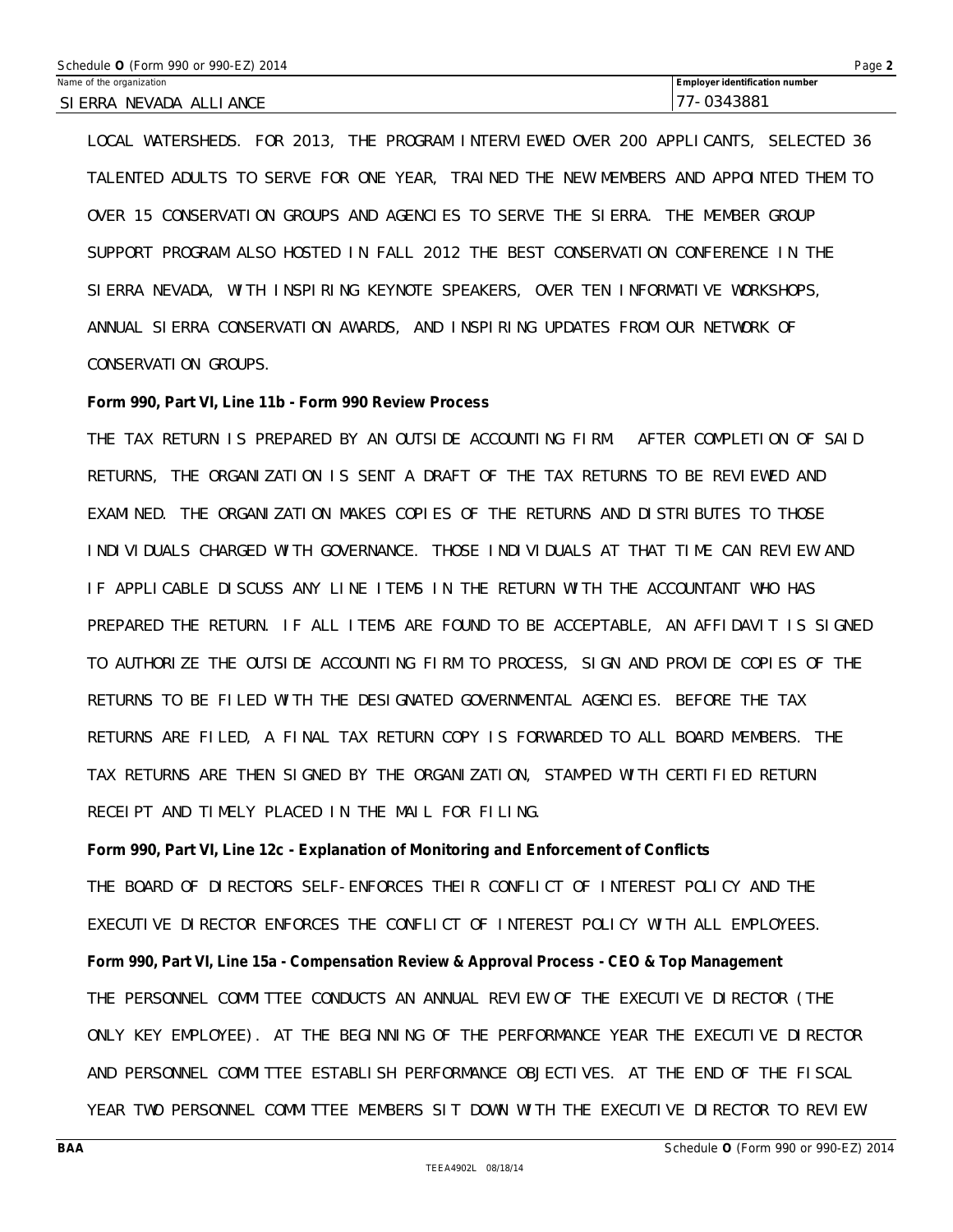LOCAL WATERSHEDS. FOR 2013, THE PROGRAM INTERVIEWED OVER 200 APPLICANTS, SELECTED 36 TALENTED ADULTS TO SERVE FOR ONE YEAR, TRAINED THE NEW MEMBERS AND APPOINTED THEM TO OVER 15 CONSERVATION GROUPS AND AGENCIES TO SERVE THE SIERRA. THE MEMBER GROUP SUPPORT PROGRAM ALSO HOSTED IN FALL 2012 THE BEST CONSERVATION CONFERENCE IN THE SIERRA NEVADA, WITH INSPIRING KEYNOTE SPEAKERS, OVER TEN INFORMATIVE WORKSHOPS, ANNUAL SIERRA CONSERVATION AWARDS, AND INSPIRING UPDATES FROM OUR NETWORK OF CONSERVATION GROUPS.

**Form 990, Part VI, Line 11b - Form 990 Review Process**

THE TAX RETURN IS PREPARED BY AN OUTSIDE ACCOUNTING FIRM. AFTER COMPLETION OF SAID RETURNS, THE ORGANIZATION IS SENT A DRAFT OF THE TAX RETURNS TO BE REVIEWED AND EXAMINED. THE ORGANIZATION MAKES COPIES OF THE RETURNS AND DISTRIBUTES TO THOSE INDIVIDUALS CHARGED WITH GOVERNANCE. THOSE INDIVIDUALS AT THAT TIME CAN REVIEW AND IF APPLICABLE DISCUSS ANY LINE ITEMS IN THE RETURN WITH THE ACCOUNTANT WHO HAS PREPARED THE RETURN. IF ALL ITEMS ARE FOUND TO BE ACCEPTABLE, AN AFFIDAVIT IS SIGNED TO AUTHORIZE THE OUTSIDE ACCOUNTING FIRM TO PROCESS, SIGN AND PROVIDE COPIES OF THE RETURNS TO BE FILED WITH THE DESIGNATED GOVERNMENTAL AGENCIES. BEFORE THE TAX RETURNS ARE FILED, A FINAL TAX RETURN COPY IS FORWARDED TO ALL BOARD MEMBERS. THE TAX RETURNS ARE THEN SIGNED BY THE ORGANIZATION, STAMPED WITH CERTIFIED RETURN RECEIPT AND TIMELY PLACED IN THE MAIL FOR FILING.

**Form 990, Part VI, Line 12c - Explanation of Monitoring and Enforcement of Conflicts**

THE BOARD OF DIRECTORS SELF-ENFORCES THEIR CONFLICT OF INTEREST POLICY AND THE EXECUTIVE DIRECTOR ENFORCES THE CONFLICT OF INTEREST POLICY WITH ALL EMPLOYEES.

**Form 990, Part VI, Line 15a - Compensation Review & Approval Process - CEO & Top Management**

THE PERSONNEL COMMITTEE CONDUCTS AN ANNUAL REVIEW OF THE EXECUTIVE DIRECTOR (THE ONLY KEY EMPLOYEE). AT THE BEGINNING OF THE PERFORMANCE YEAR THE EXECUTIVE DIRECTOR AND PERSONNEL COMMITTEE ESTABLISH PERFORMANCE OBJECTIVES. AT THE END OF THE FISCAL YEAR TWO PERSONNEL COMMITTEE MEMBERS SIT DOWN WITH THE EXECUTIVE DIRECTOR TO REVIEW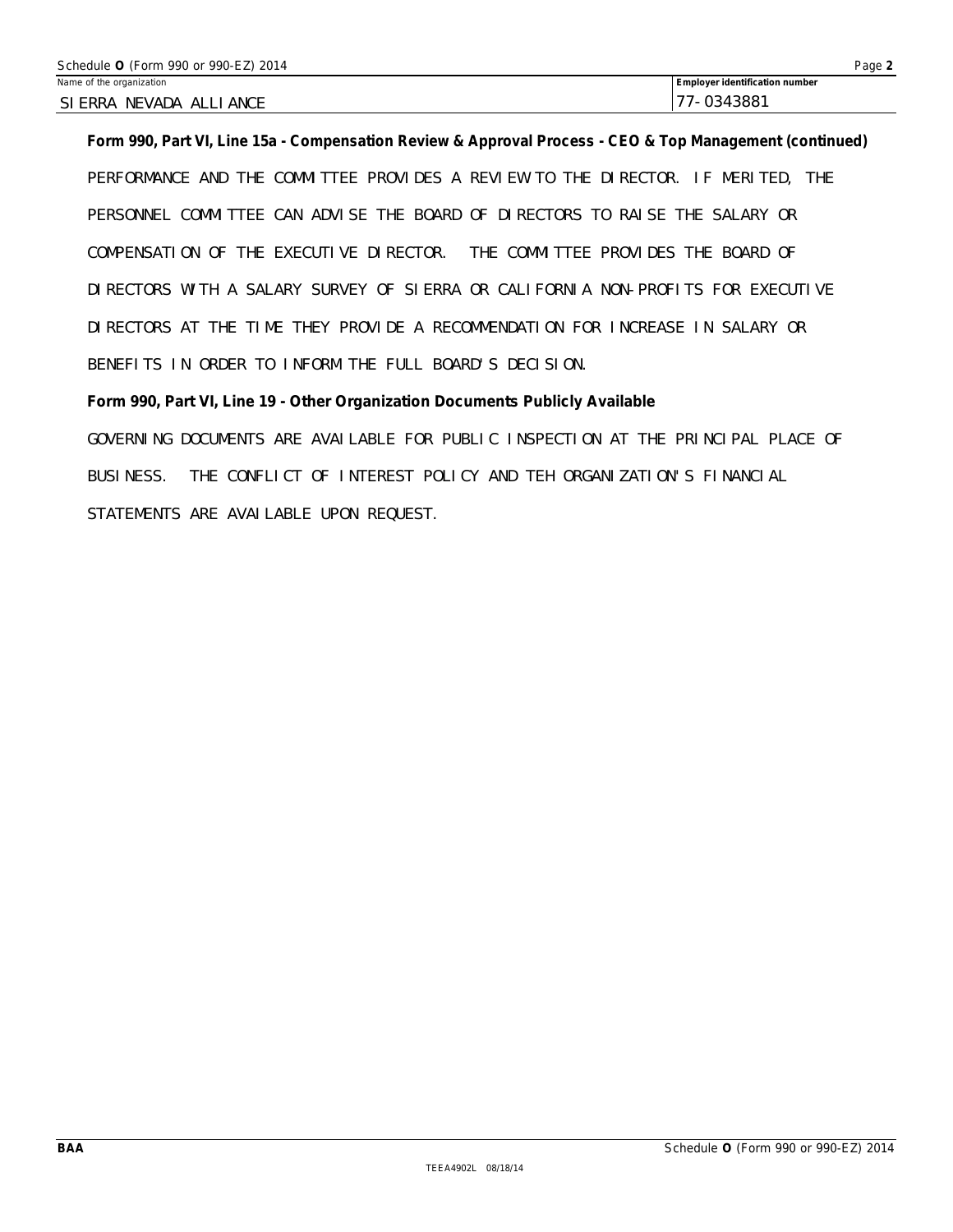Name of the organization: SIERRA NEVADA ALLIANCE

Employer identification number: 77-0343881

**Form 990, Part VI, Line 15a - Compensation Review & Approval Process - CEO & Top Management (continued)**

PERFORMANCE AND THE COMMITTEE PROVIDES A REVIEW TO THE DIRECTOR. IF MERITED, THE PERSONNEL COMMITTEE CAN ADVISE THE BOARD OF DIRECTORS TO RAISE THE SALARY OR COMPENSATION OF THE EXECUTIVE DIRECTOR. THE COMMITTEE PROVIDES THE BOARD OF DIRECTORS WITH A SALARY SURVEY OF SIERRA OR CALIFORNIA NON-PROFITS FOR EXECUTIVE DIRECTORS AT THE TIME THEY PROVIDE A RECOMMENDATION FOR INCREASE IN SALARY OR BENEFITS IN ORDER TO INFORM THE FULL BOARD'S DECISION.

**Form 990, Part VI, Line 19 - Other Organization Documents Publicly Available**

GOVERNING DOCUMENTS ARE AVAILABLE FOR PUBLIC INSPECTION AT THE PRINCIPAL PLACE OF BUSINESS. THE CONFLICT OF INTEREST POLICY AND TEH ORGANIZATION'S FINANCIAL STATEMENTS ARE AVAILABLE UPON REQUEST.